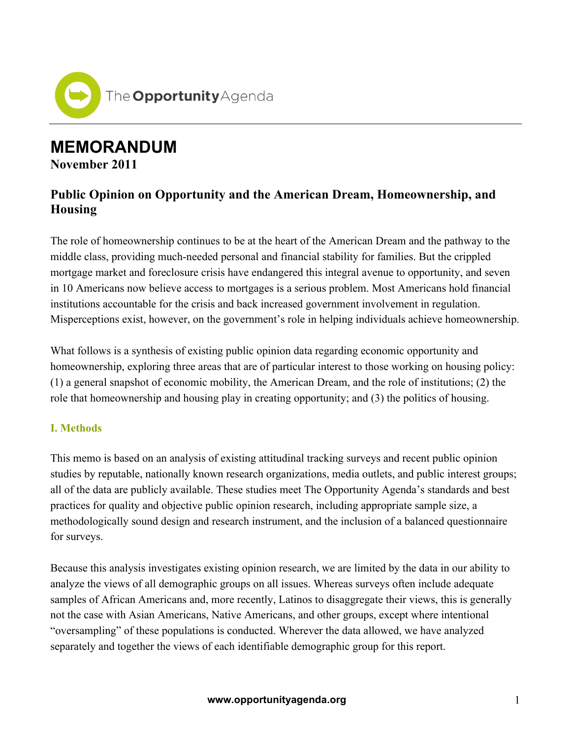The Opportunity Agenda

# MEMORANDUM

**November 2011**

## Public Opinion on Opportunity and the American Dream, Homeownership, and Housing

The role of homeownership continues to be at the heart of the American Dream and the pathway to the middle class, providing much-needed personal and financial stability for families. But the crippled mortgage market and foreclosure crisis have endangered this integral avenue to opportunity, and seven in 10 Americans now believe access to mortgages is a serious problem. Most Americans hold financial institutions accountable for the crisis and back increased government involvement in regulation. Misperceptions exist, however, on the government's role in helping individuals achieve homeownership.

What follows is a synthesis of existing public opinion data regarding economic opportunity and homeownership, exploring three areas that are of particular interest to those working on housing policy: (1) a general snapshot of economic mobility, the American Dream, and the role of institutions; (2) the role that homeownership and housing play in creating opportunity; and (3) the politics of housing.

### I. Methods

This memo is based on an analysis of existing attitudinal tracking surveys and recent public opinion studies by reputable, nationally known research organizations, media outlets, and public interest groups; all of the data are publicly available. These studies meet The Opportunity Agenda's standards and best practices for quality and objective public opinion research, including appropriate sample size, a methodologically sound design and research instrument, and the inclusion of a balanced questionnaire for surveys.

Because this analysis investigates existing opinion research, we are limited by the data in our ability to analyze the views of all demographic groups on all issues. Whereas surveys often include adequate samples of African Americans and, more recently, Latinos to disaggregate their views, this is generally not the case with Asian Americans, Native Americans, and other groups, except where intentional "oversampling" of these populations is conducted. Wherever the data allowed, we have analyzed separately and together the views of each identifiable demographic group for this report.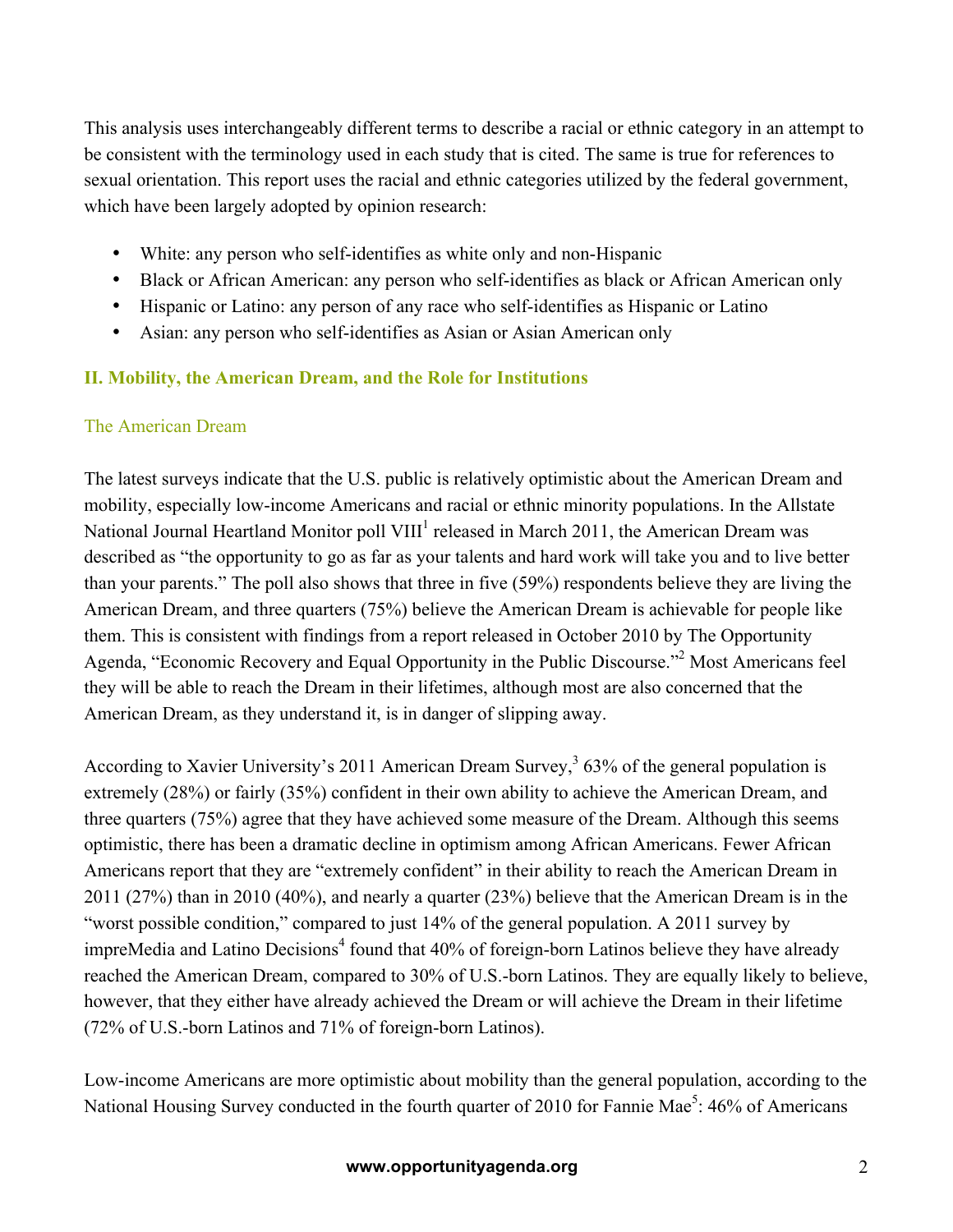This analysis uses interchangeably different terms to describe a racial or ethnic category in an attempt to be consistent with the terminology used in each study that is cited. The same is true for references to sexual orientation. This report uses the racial and ethnic categories utilized by the federal government, which have been largely adopted by opinion research:

- White: any person who self-identifies as white only and non-Hispanic
- Black or African American: any person who self-identifies as black or African American only
- Hispanic or Latino: any person of any race who self-identifies as Hispanic or Latino
- Asian: any person who self-identifies as Asian or Asian American only

## II. Mobility, the American Dream, and the Role for Institutions

### The American Dream

The latest surveys indicate that the U.S. public is relatively optimistic about the American Dream and mobility, especially low-income Americans and racial or ethnic minority populations. In the Allstate National Journal Heartland Monitor poll VIII[1] released in March 2011, the American Dream was described as "the opportunity to go as far as your talents and hard work will take you and to live better than your parents." The poll also shows that three in five (59%) respondents believe they are living the American Dream, and three quarters (75%) believe the American Dream is achievable for people like them. This is consistent with findings from a report released in October 2010 by The Opportunity Agenda, "Economic Recovery and Equal Opportunity in the Public Discourse."[2] Most Americans feel they will be able to reach the Dream in their lifetimes, although most are also concerned that the American Dream, as they understand it, is in danger of slipping away.

According to Xavier University's 2011 American Dream Survey,[3] 63% of the general population is extremely (28%) or fairly (35%) confident in their own ability to achieve the American Dream, and three quarters (75%) agree that they have achieved some measure of the Dream. Although this seems optimistic, there has been a dramatic decline in optimism among African Americans. Fewer African Americans report that they are "extremely confident" in their ability to reach the American Dream in 2011 (27%) than in 2010 (40%), and nearly a quarter (23%) believe that the American Dream is in the "worst possible condition," compared to just 14% of the general population. A 2011 survey by impreMedia and Latino Decisions[4] found that 40% of foreign-born Latinos believe they have already reached the American Dream, compared to 30% of U.S.-born Latinos. They are equally likely to believe, however, that they either have already achieved the Dream or will achieve the Dream in their lifetime (72% of U.S.-born Latinos and 71% of foreign-born Latinos).

Low-income Americans are more optimistic about mobility than the general population, according to the National Housing Survey conducted in the fourth quarter of 2010 for Fannie Mae[5]: 46% of Americans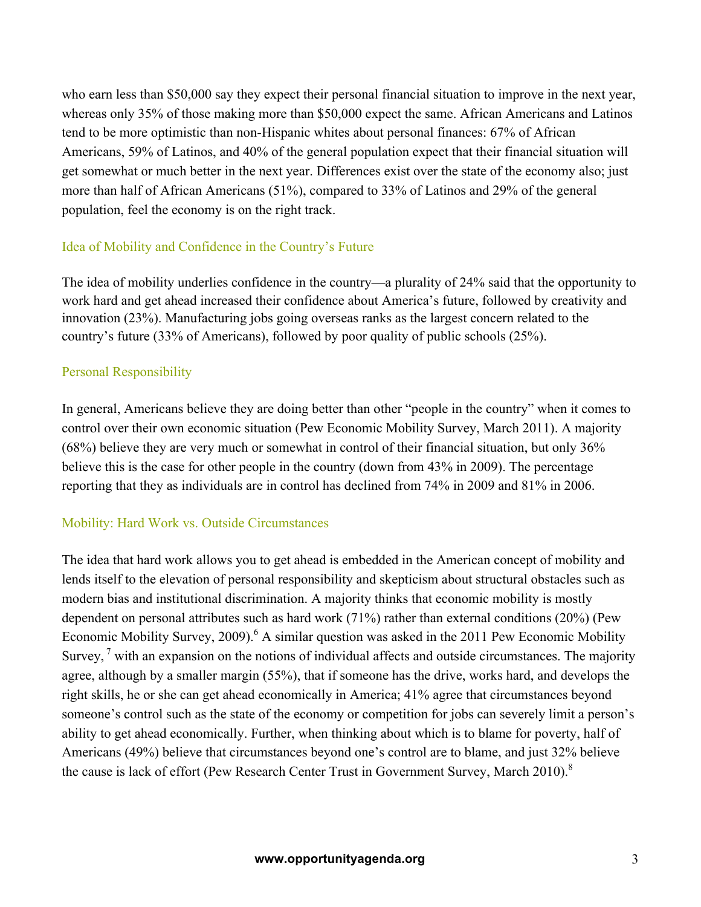who earn less than $50,000 say they expect their personal financial situation to improve in the next year, whereas only 35% of those making more than $50,000 expect the same. African Americans and Latinos tend to be more optimistic than non-Hispanic whites about personal finances: 67% of African Americans, 59% of Latinos, and 40% of the general population expect that their financial situation will get somewhat or much better in the next year. Differences exist over the state of the economy also; just more than half of African Americans (51%), compared to 33% of Latinos and 29% of the general population, feel the economy is on the right track.

### Idea of Mobility and Confidence in the Country's Future

The idea of mobility underlies confidence in the country—a plurality of 24% said that the opportunity to work hard and get ahead increased their confidence about America's future, followed by creativity and innovation (23%). Manufacturing jobs going overseas ranks as the largest concern related to the country's future (33% of Americans), followed by poor quality of public schools (25%).

### Personal Responsibility

In general, Americans believe they are doing better than other "people in the country" when it comes to control over their own economic situation (Pew Economic Mobility Survey, March 2011). A majority (68%) believe they are very much or somewhat in control of their financial situation, but only 36% believe this is the case for other people in the country (down from 43% in 2009). The percentage reporting that they as individuals are in control has declined from 74% in 2009 and 81% in 2006.

### Mobility: Hard Work vs. Outside Circumstances

The idea that hard work allows you to get ahead is embedded in the American concept of mobility and lends itself to the elevation of personal responsibility and skepticism about structural obstacles such as modern bias and institutional discrimination. A majority thinks that economic mobility is mostly dependent on personal attributes such as hard work (71%) rather than external conditions (20%) (Pew Economic Mobility Survey, 2009).[6] A similar question was asked in the 2011 Pew Economic Mobility Survey, [7] with an expansion on the notions of individual affects and outside circumstances. The majority agree, although by a smaller margin (55%), that if someone has the drive, works hard, and develops the right skills, he or she can get ahead economically in America; 41% agree that circumstances beyond someone's control such as the state of the economy or competition for jobs can severely limit a person's ability to get ahead economically. Further, when thinking about which is to blame for poverty, half of Americans (49%) believe that circumstances beyond one's control are to blame, and just 32% believe the cause is lack of effort (Pew Research Center Trust in Government Survey, March 2010).[8]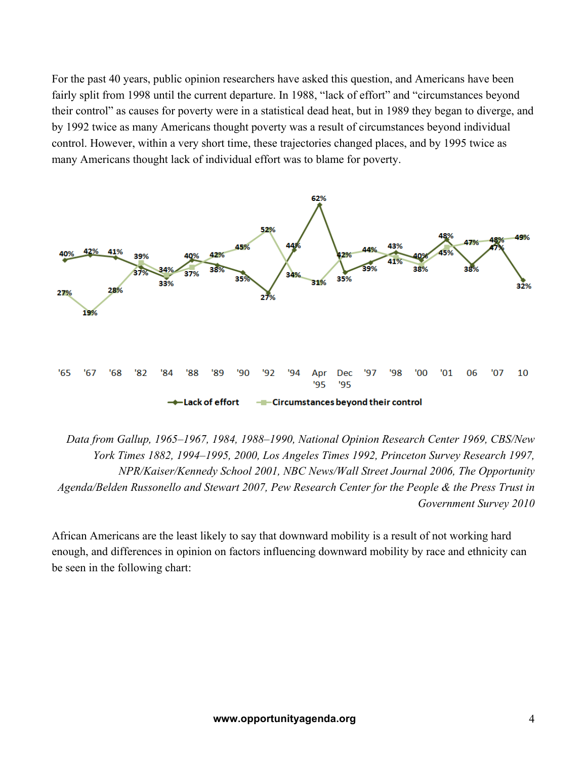For the past 40 years, public opinion researchers have asked this question, and Americans have been fairly split from 1998 until the current departure. In 1988, "lack of effort" and "circumstances beyond their control" as causes for poverty were in a statistical dead heat, but in 1989 they began to diverge, and by 1992 twice as many Americans thought poverty was a result of circumstances beyond individual control. However, within a very short time, these trajectories changed places, and by 1995 twice as many Americans thought lack of individual effort was to blame for poverty.

| Year | Lack of effort | Circumstances beyond their control |
|---|---|---|
| '65 | 40% | 27% |
| '67 | 42% | 19% |
| '68 | 41% | 28% |
| '82 | 37% | 39% |
| '84 | 33% | 34% |
| '88 | 40% | 37% |
| '89 | 38% | 42% |
| '90 | 35% | 45% |
| '92 | 27% | 52% |
| '94 | 44% | 34% |
| Apr '95 | 62% | 31% |
| Dec '95 | 35% | 42% |
| '97 | 39% | 44% |
| '98 | 43% | 41% |
| '00 | 40% | 38% |
| '01 | 48% | 45% |
| 06 | 38% | 47% |
| '07 | 47% | 48% |
| 10 | 32% | 49% |

*Data from Gallup, 1965–1967, 1984, 1988–1990, National Opinion Research Center 1969, CBS/New York Times 1882, 1994–1995, 2000, Los Angeles Times 1992, Princeton Survey Research 1997, NPR/Kaiser/Kennedy School 2001, NBC News/Wall Street Journal 2006, The Opportunity Agenda/Belden Russonello and Stewart 2007, Pew Research Center for the People & the Press Trust in Government Survey 2010*

African Americans are the least likely to say that downward mobility is a result of not working hard enough, and differences in opinion on factors influencing downward mobility by race and ethnicity can be seen in the following chart: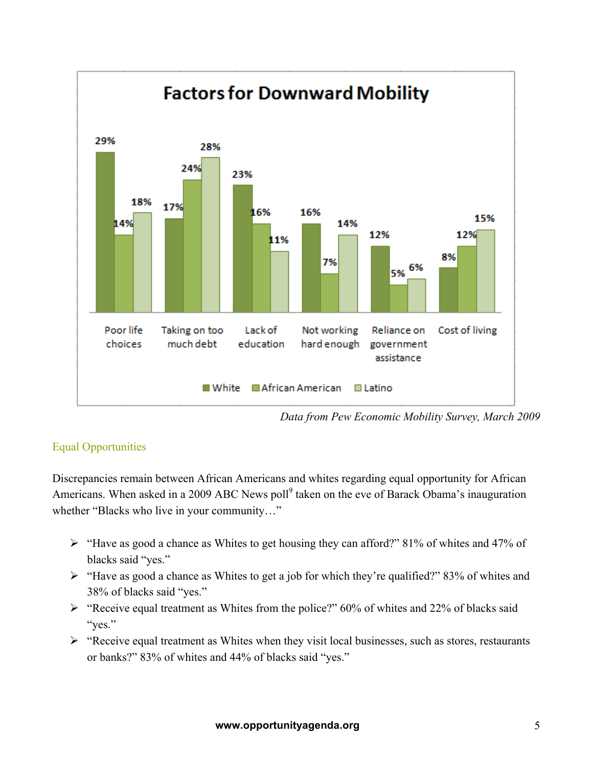**Factors for Downward Mobility**

| | White | African American | Latino |
|---|---|---|---|
| Poor life choices | 29% | 14% | 18% |
| Taking on too much debt | 17% | 24% | 28% |
| Lack of education | 23% | 16% | 11% |
| Not working hard enough | 16% | 7% | 14% |
| Reliance on government assistance | 12% | 5% | 6% |
| Cost of living | 8% | 12% | 15% |

*Data from Pew Economic Mobility Survey, March 2009*

## Equal Opportunities

Discrepancies remain between African Americans and whites regarding equal opportunity for African Americans. When asked in a 2009 ABC News poll[9] taken on the eve of Barack Obama's inauguration whether "Blacks who live in your community…"

- "Have as good a chance as Whites to get housing they can afford?" 81% of whites and 47% of blacks said "yes."
- "Have as good a chance as Whites to get a job for which they're qualified?" 83% of whites and 38% of blacks said "yes."
- "Receive equal treatment as Whites from the police?" 60% of whites and 22% of blacks said "yes."
- "Receive equal treatment as Whites when they visit local businesses, such as stores, restaurants or banks?" 83% of whites and 44% of blacks said "yes."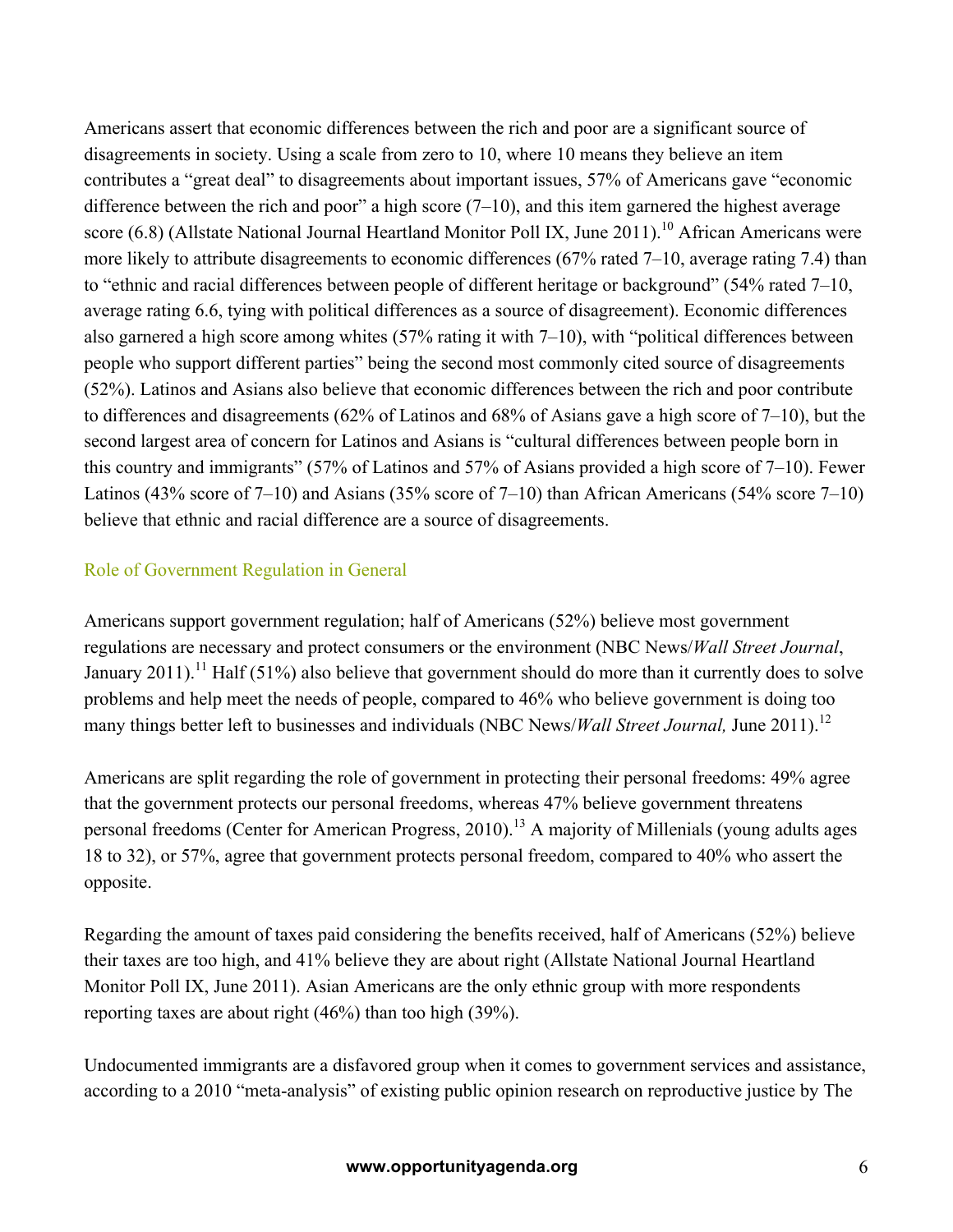Americans assert that economic differences between the rich and poor are a significant source of disagreements in society. Using a scale from zero to 10, where 10 means they believe an item contributes a "great deal" to disagreements about important issues, 57% of Americans gave "economic difference between the rich and poor" a high score (7–10), and this item garnered the highest average score (6.8) (Allstate National Journal Heartland Monitor Poll IX, June 2011).[10] African Americans were more likely to attribute disagreements to economic differences (67% rated 7–10, average rating 7.4) than to "ethnic and racial differences between people of different heritage or background" (54% rated 7–10, average rating 6.6, tying with political differences as a source of disagreement). Economic differences also garnered a high score among whites (57% rating it with 7–10), with "political differences between people who support different parties" being the second most commonly cited source of disagreements (52%). Latinos and Asians also believe that economic differences between the rich and poor contribute to differences and disagreements (62% of Latinos and 68% of Asians gave a high score of 7–10), but the second largest area of concern for Latinos and Asians is "cultural differences between people born in this country and immigrants" (57% of Latinos and 57% of Asians provided a high score of 7–10). Fewer Latinos (43% score of 7–10) and Asians (35% score of 7–10) than African Americans (54% score 7–10) believe that ethnic and racial difference are a source of disagreements.

## Role of Government Regulation in General

Americans support government regulation; half of Americans (52%) believe most government regulations are necessary and protect consumers or the environment (NBC News/*Wall Street Journal*, January 2011).[11] Half (51%) also believe that government should do more than it currently does to solve problems and help meet the needs of people, compared to 46% who believe government is doing too many things better left to businesses and individuals (NBC News/*Wall Street Journal,* June 2011).[12]

Americans are split regarding the role of government in protecting their personal freedoms: 49% agree that the government protects our personal freedoms, whereas 47% believe government threatens personal freedoms (Center for American Progress, 2010).[13] A majority of Millenials (young adults ages 18 to 32), or 57%, agree that government protects personal freedom, compared to 40% who assert the opposite.

Regarding the amount of taxes paid considering the benefits received, half of Americans (52%) believe their taxes are too high, and 41% believe they are about right (Allstate National Journal Heartland Monitor Poll IX, June 2011). Asian Americans are the only ethnic group with more respondents reporting taxes are about right (46%) than too high (39%).

Undocumented immigrants are a disfavored group when it comes to government services and assistance, according to a 2010 "meta-analysis" of existing public opinion research on reproductive justice by The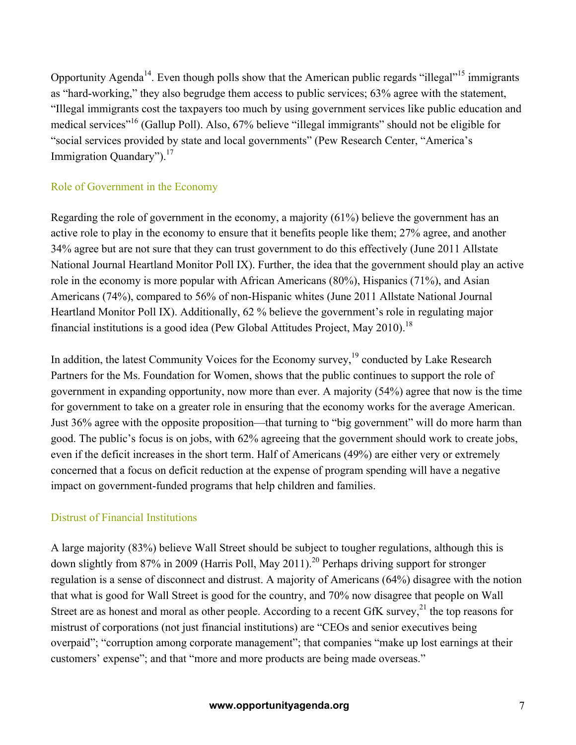Opportunity Agenda[14]. Even though polls show that the American public regards "illegal"[15] immigrants as "hard-working," they also begrudge them access to public services; 63% agree with the statement, "Illegal immigrants cost the taxpayers too much by using government services like public education and medical services"[16] (Gallup Poll). Also, 67% believe "illegal immigrants" should not be eligible for "social services provided by state and local governments" (Pew Research Center, "America's Immigration Quandary").[17]

## Role of Government in the Economy

Regarding the role of government in the economy, a majority (61%) believe the government has an active role to play in the economy to ensure that it benefits people like them; 27% agree, and another 34% agree but are not sure that they can trust government to do this effectively (June 2011 Allstate National Journal Heartland Monitor Poll IX). Further, the idea that the government should play an active role in the economy is more popular with African Americans (80%), Hispanics (71%), and Asian Americans (74%), compared to 56% of non-Hispanic whites (June 2011 Allstate National Journal Heartland Monitor Poll IX). Additionally, 62 % believe the government's role in regulating major financial institutions is a good idea (Pew Global Attitudes Project, May 2010).[18]

In addition, the latest Community Voices for the Economy survey,[19] conducted by Lake Research Partners for the Ms. Foundation for Women, shows that the public continues to support the role of government in expanding opportunity, now more than ever. A majority (54%) agree that now is the time for government to take on a greater role in ensuring that the economy works for the average American. Just 36% agree with the opposite proposition—that turning to "big government" will do more harm than good. The public's focus is on jobs, with 62% agreeing that the government should work to create jobs, even if the deficit increases in the short term. Half of Americans (49%) are either very or extremely concerned that a focus on deficit reduction at the expense of program spending will have a negative impact on government-funded programs that help children and families.

## Distrust of Financial Institutions

A large majority (83%) believe Wall Street should be subject to tougher regulations, although this is down slightly from 87% in 2009 (Harris Poll, May 2011).[20] Perhaps driving support for stronger regulation is a sense of disconnect and distrust. A majority of Americans (64%) disagree with the notion that what is good for Wall Street is good for the country, and 70% now disagree that people on Wall Street are as honest and moral as other people. According to a recent GfK survey,[21] the top reasons for mistrust of corporations (not just financial institutions) are "CEOs and senior executives being overpaid"; "corruption among corporate management"; that companies "make up lost earnings at their customers' expense"; and that "more and more products are being made overseas."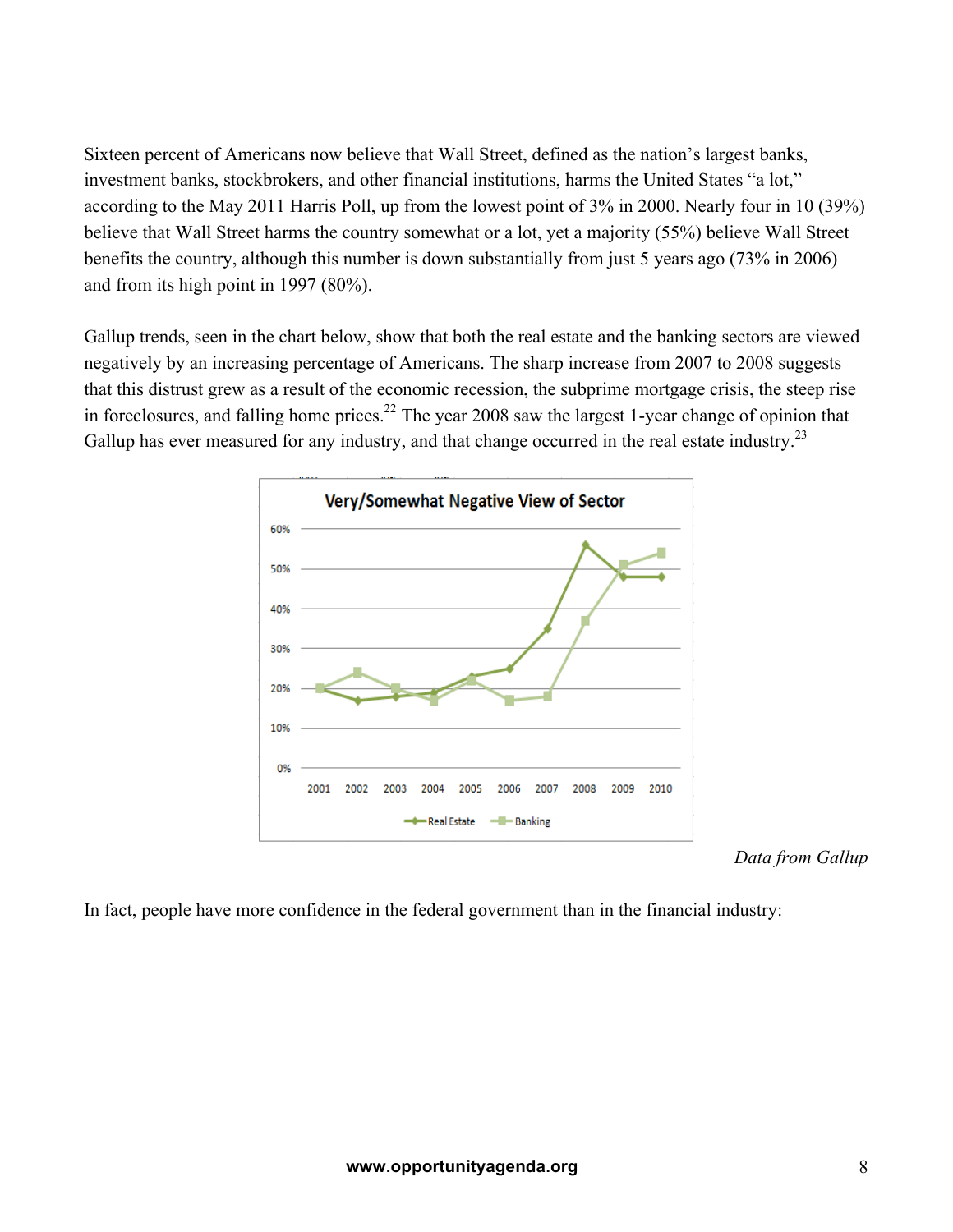Sixteen percent of Americans now believe that Wall Street, defined as the nation's largest banks, investment banks, stockbrokers, and other financial institutions, harms the United States "a lot," according to the May 2011 Harris Poll, up from the lowest point of 3% in 2000. Nearly four in 10 (39%) believe that Wall Street harms the country somewhat or a lot, yet a majority (55%) believe Wall Street benefits the country, although this number is down substantially from just 5 years ago (73% in 2006) and from its high point in 1997 (80%).

Gallup trends, seen in the chart below, show that both the real estate and the banking sectors are viewed negatively by an increasing percentage of Americans. The sharp increase from 2007 to 2008 suggests that this distrust grew as a result of the economic recession, the subprime mortgage crisis, the steep rise in foreclosures, and falling home prices.[22] The year 2008 saw the largest 1-year change of opinion that Gallup has ever measured for any industry, and that change occurred in the real estate industry.[23]

*Data from Gallup*

In fact, people have more confidence in the federal government than in the financial industry: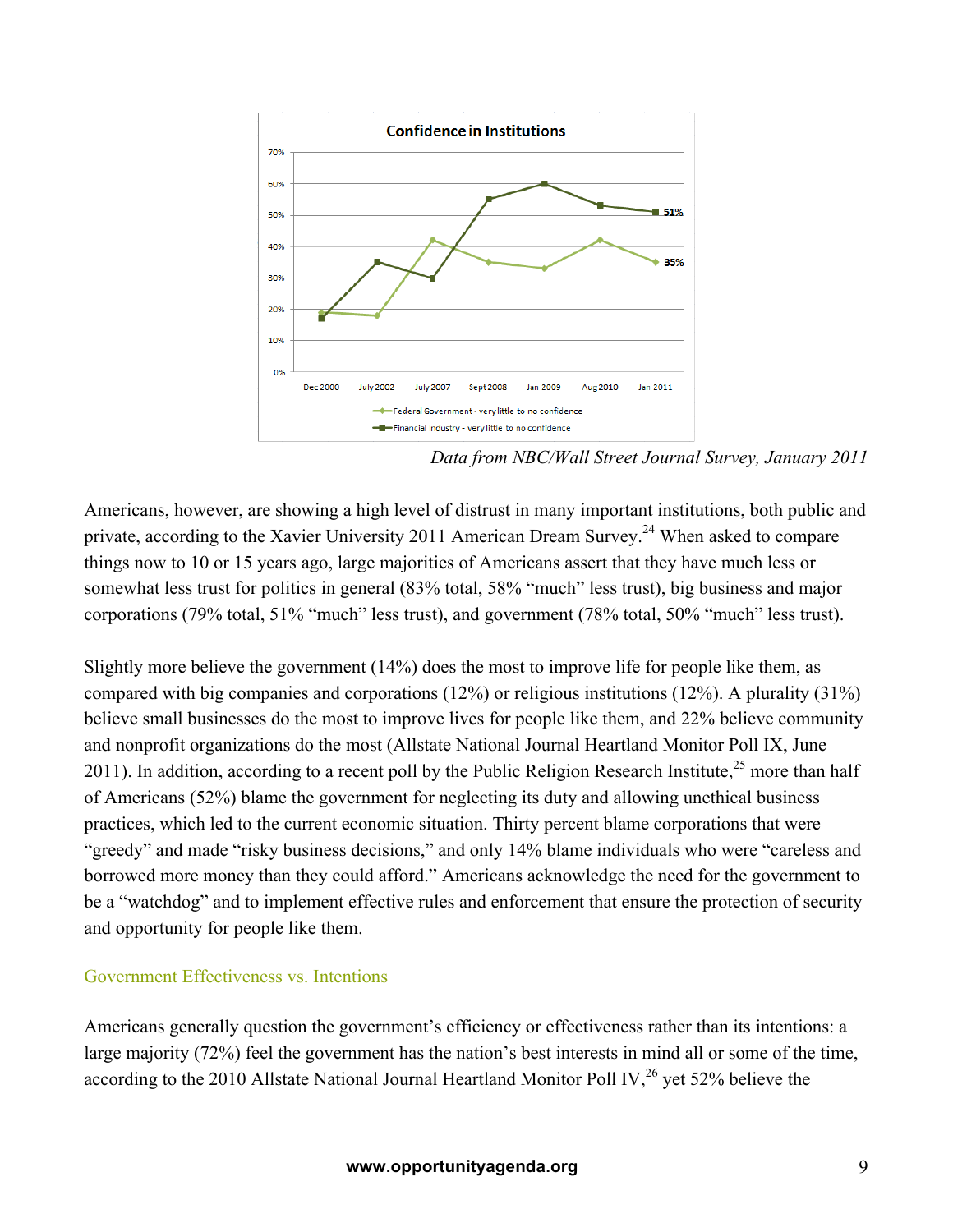Data from NBC/Wall Street Journal Survey, January 2011

Americans, however, are showing a high level of distrust in many important institutions, both public and private, according to the Xavier University 2011 American Dream Survey.[24] When asked to compare things now to 10 or 15 years ago, large majorities of Americans assert that they have much less or somewhat less trust for politics in general (83% total, 58% "much" less trust), big business and major corporations (79% total, 51% "much" less trust), and government (78% total, 50% "much" less trust).

Slightly more believe the government (14%) does the most to improve life for people like them, as compared with big companies and corporations (12%) or religious institutions (12%). A plurality (31%) believe small businesses do the most to improve lives for people like them, and 22% believe community and nonprofit organizations do the most (Allstate National Journal Heartland Monitor Poll IX, June 2011). In addition, according to a recent poll by the Public Religion Research Institute,[25] more than half of Americans (52%) blame the government for neglecting its duty and allowing unethical business practices, which led to the current economic situation. Thirty percent blame corporations that were "greedy" and made "risky business decisions," and only 14% blame individuals who were "careless and borrowed more money than they could afford." Americans acknowledge the need for the government to be a "watchdog" and to implement effective rules and enforcement that ensure the protection of security and opportunity for people like them.

## Government Effectiveness vs. Intentions

Americans generally question the government's efficiency or effectiveness rather than its intentions: a large majority (72%) feel the government has the nation's best interests in mind all or some of the time, according to the 2010 Allstate National Journal Heartland Monitor Poll IV,[26] yet 52% believe the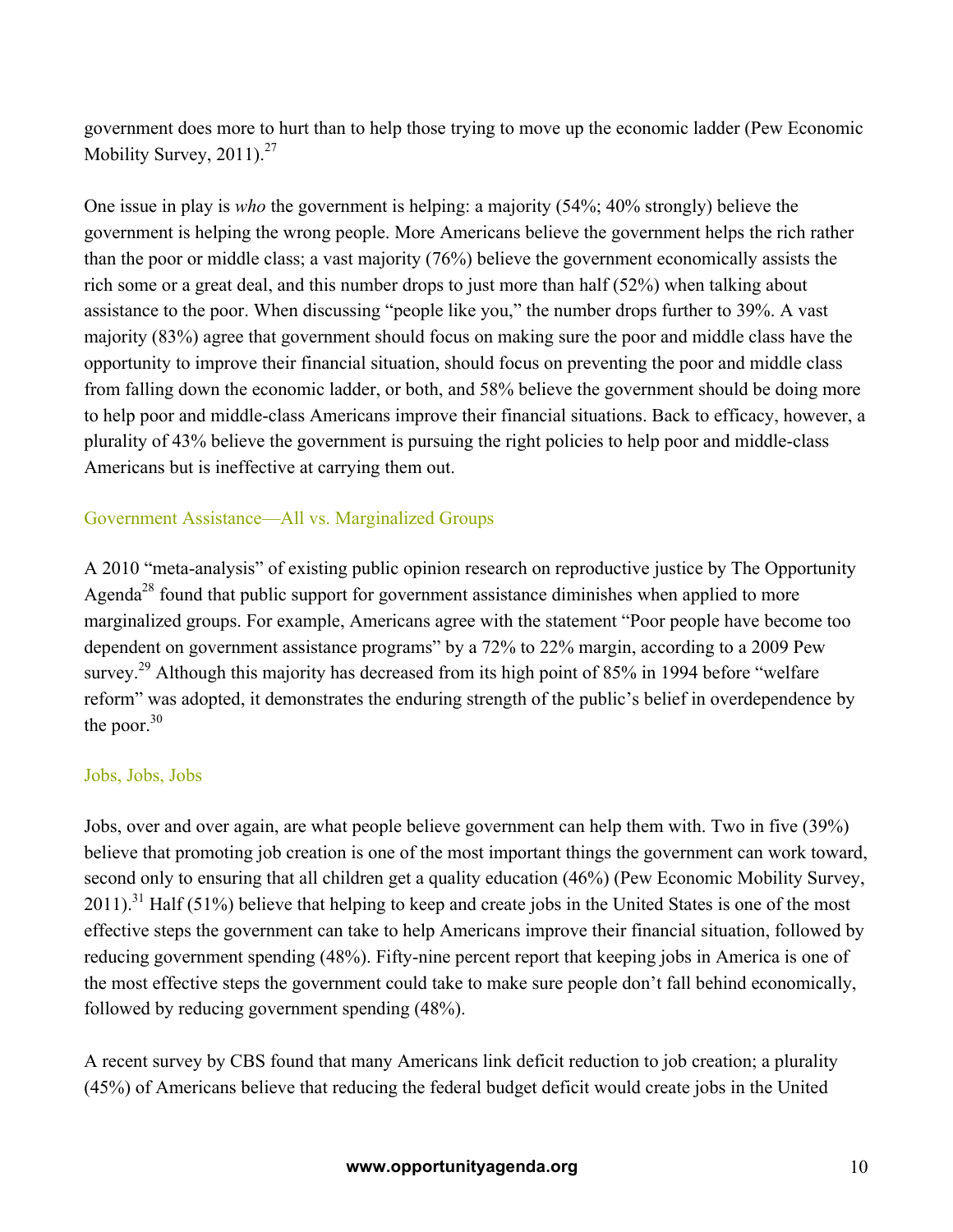government does more to hurt than to help those trying to move up the economic ladder (Pew Economic Mobility Survey, 2011).[27]

One issue in play is *who* the government is helping: a majority (54%; 40% strongly) believe the government is helping the wrong people. More Americans believe the government helps the rich rather than the poor or middle class; a vast majority (76%) believe the government economically assists the rich some or a great deal, and this number drops to just more than half (52%) when talking about assistance to the poor. When discussing "people like you," the number drops further to 39%. A vast majority (83%) agree that government should focus on making sure the poor and middle class have the opportunity to improve their financial situation, should focus on preventing the poor and middle class from falling down the economic ladder, or both, and 58% believe the government should be doing more to help poor and middle-class Americans improve their financial situations. Back to efficacy, however, a plurality of 43% believe the government is pursuing the right policies to help poor and middle-class Americans but is ineffective at carrying them out.

### Government Assistance—All vs. Marginalized Groups

A 2010 "meta-analysis" of existing public opinion research on reproductive justice by The Opportunity Agenda[28] found that public support for government assistance diminishes when applied to more marginalized groups. For example, Americans agree with the statement "Poor people have become too dependent on government assistance programs" by a 72% to 22% margin, according to a 2009 Pew survey.[29] Although this majority has decreased from its high point of 85% in 1994 before "welfare reform" was adopted, it demonstrates the enduring strength of the public's belief in overdependence by the poor.[30]

### Jobs, Jobs, Jobs

Jobs, over and over again, are what people believe government can help them with. Two in five (39%) believe that promoting job creation is one of the most important things the government can work toward, second only to ensuring that all children get a quality education (46%) (Pew Economic Mobility Survey, 2011).[31] Half (51%) believe that helping to keep and create jobs in the United States is one of the most effective steps the government can take to help Americans improve their financial situation, followed by reducing government spending (48%). Fifty-nine percent report that keeping jobs in America is one of the most effective steps the government could take to make sure people don't fall behind economically, followed by reducing government spending (48%).

A recent survey by CBS found that many Americans link deficit reduction to job creation; a plurality (45%) of Americans believe that reducing the federal budget deficit would create jobs in the United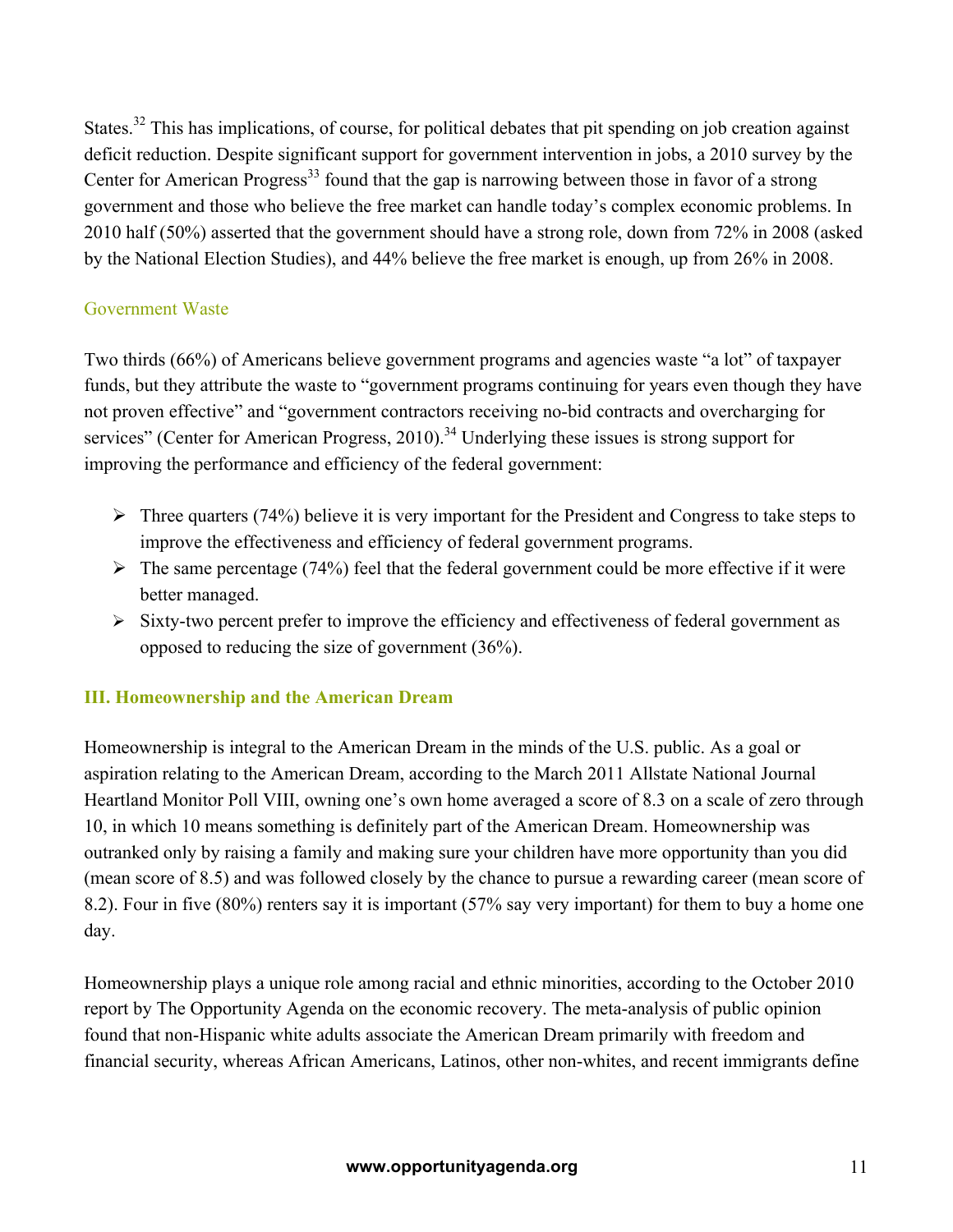States.[32] This has implications, of course, for political debates that pit spending on job creation against deficit reduction. Despite significant support for government intervention in jobs, a 2010 survey by the Center for American Progress[33] found that the gap is narrowing between those in favor of a strong government and those who believe the free market can handle today's complex economic problems. In 2010 half (50%) asserted that the government should have a strong role, down from 72% in 2008 (asked by the National Election Studies), and 44% believe the free market is enough, up from 26% in 2008.

### Government Waste

Two thirds (66%) of Americans believe government programs and agencies waste "a lot" of taxpayer funds, but they attribute the waste to "government programs continuing for years even though they have not proven effective" and "government contractors receiving no-bid contracts and overcharging for services" (Center for American Progress, 2010).[34] Underlying these issues is strong support for improving the performance and efficiency of the federal government:

- Three quarters (74%) believe it is very important for the President and Congress to take steps to improve the effectiveness and efficiency of federal government programs.
- The same percentage (74%) feel that the federal government could be more effective if it were better managed.
- Sixty-two percent prefer to improve the efficiency and effectiveness of federal government as opposed to reducing the size of government (36%).

## III. Homeownership and the American Dream

Homeownership is integral to the American Dream in the minds of the U.S. public. As a goal or aspiration relating to the American Dream, according to the March 2011 Allstate National Journal Heartland Monitor Poll VIII, owning one's own home averaged a score of 8.3 on a scale of zero through 10, in which 10 means something is definitely part of the American Dream. Homeownership was outranked only by raising a family and making sure your children have more opportunity than you did (mean score of 8.5) and was followed closely by the chance to pursue a rewarding career (mean score of 8.2). Four in five (80%) renters say it is important (57% say very important) for them to buy a home one day.

Homeownership plays a unique role among racial and ethnic minorities, according to the October 2010 report by The Opportunity Agenda on the economic recovery. The meta-analysis of public opinion found that non-Hispanic white adults associate the American Dream primarily with freedom and financial security, whereas African Americans, Latinos, other non-whites, and recent immigrants define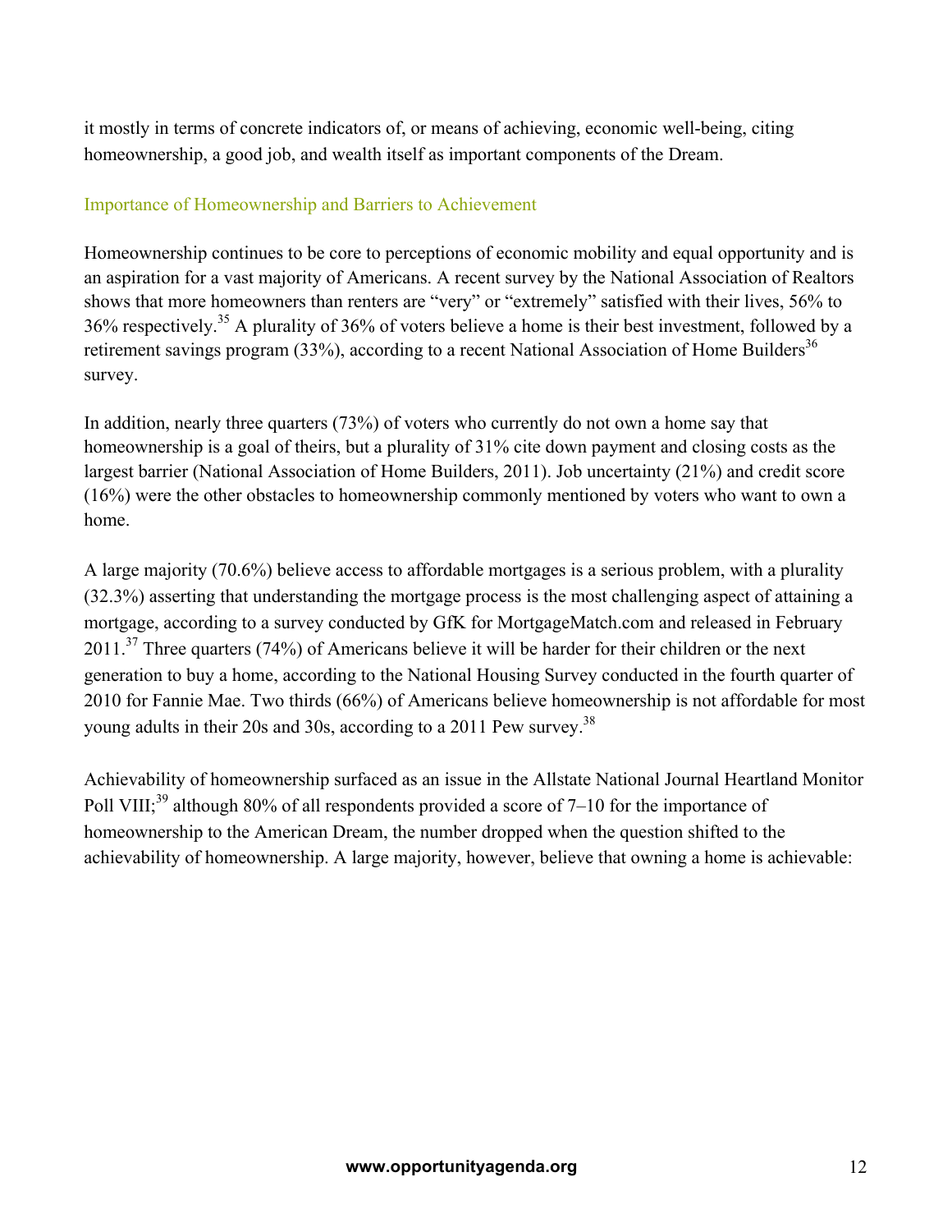it mostly in terms of concrete indicators of, or means of achieving, economic well-being, citing homeownership, a good job, and wealth itself as important components of the Dream.

## Importance of Homeownership and Barriers to Achievement

Homeownership continues to be core to perceptions of economic mobility and equal opportunity and is an aspiration for a vast majority of Americans. A recent survey by the National Association of Realtors shows that more homeowners than renters are "very" or "extremely" satisfied with their lives, 56% to 36% respectively.[35] A plurality of 36% of voters believe a home is their best investment, followed by a retirement savings program (33%), according to a recent National Association of Home Builders[36] survey.

In addition, nearly three quarters (73%) of voters who currently do not own a home say that homeownership is a goal of theirs, but a plurality of 31% cite down payment and closing costs as the largest barrier (National Association of Home Builders, 2011). Job uncertainty (21%) and credit score (16%) were the other obstacles to homeownership commonly mentioned by voters who want to own a home.

A large majority (70.6%) believe access to affordable mortgages is a serious problem, with a plurality (32.3%) asserting that understanding the mortgage process is the most challenging aspect of attaining a mortgage, according to a survey conducted by GfK for MortgageMatch.com and released in February 2011.[37] Three quarters (74%) of Americans believe it will be harder for their children or the next generation to buy a home, according to the National Housing Survey conducted in the fourth quarter of 2010 for Fannie Mae. Two thirds (66%) of Americans believe homeownership is not affordable for most young adults in their 20s and 30s, according to a 2011 Pew survey.[38]

Achievability of homeownership surfaced as an issue in the Allstate National Journal Heartland Monitor Poll VIII;[39] although 80% of all respondents provided a score of 7–10 for the importance of homeownership to the American Dream, the number dropped when the question shifted to the achievability of homeownership. A large majority, however, believe that owning a home is achievable: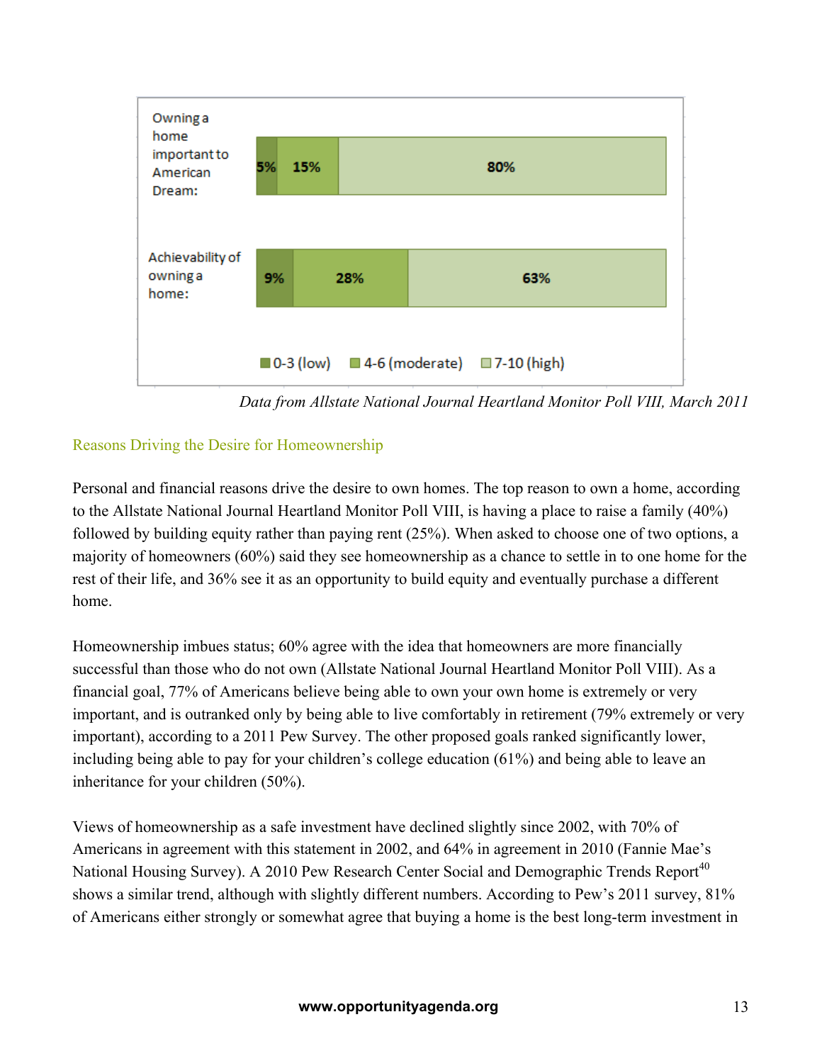| | 0-3 (low) | 4-6 (moderate) | 7-10 (high) |
|---|---|---|---|
| Owning a home important to American Dream: | 5% | 15% | 80% |
| Achievability of owning a home: | 9% | 28% | 63% |

*Data from Allstate National Journal Heartland Monitor Poll VIII, March 2011*

## Reasons Driving the Desire for Homeownership

Personal and financial reasons drive the desire to own homes. The top reason to own a home, according to the Allstate National Journal Heartland Monitor Poll VIII, is having a place to raise a family (40%) followed by building equity rather than paying rent (25%). When asked to choose one of two options, a majority of homeowners (60%) said they see homeownership as a chance to settle in to one home for the rest of their life, and 36% see it as an opportunity to build equity and eventually purchase a different home.

Homeownership imbues status; 60% agree with the idea that homeowners are more financially successful than those who do not own (Allstate National Journal Heartland Monitor Poll VIII). As a financial goal, 77% of Americans believe being able to own your own home is extremely or very important, and is outranked only by being able to live comfortably in retirement (79% extremely or very important), according to a 2011 Pew Survey. The other proposed goals ranked significantly lower, including being able to pay for your children's college education (61%) and being able to leave an inheritance for your children (50%).

Views of homeownership as a safe investment have declined slightly since 2002, with 70% of Americans in agreement with this statement in 2002, and 64% in agreement in 2010 (Fannie Mae's National Housing Survey). A 2010 Pew Research Center Social and Demographic Trends Report[40] shows a similar trend, although with slightly different numbers. According to Pew's 2011 survey, 81% of Americans either strongly or somewhat agree that buying a home is the best long-term investment in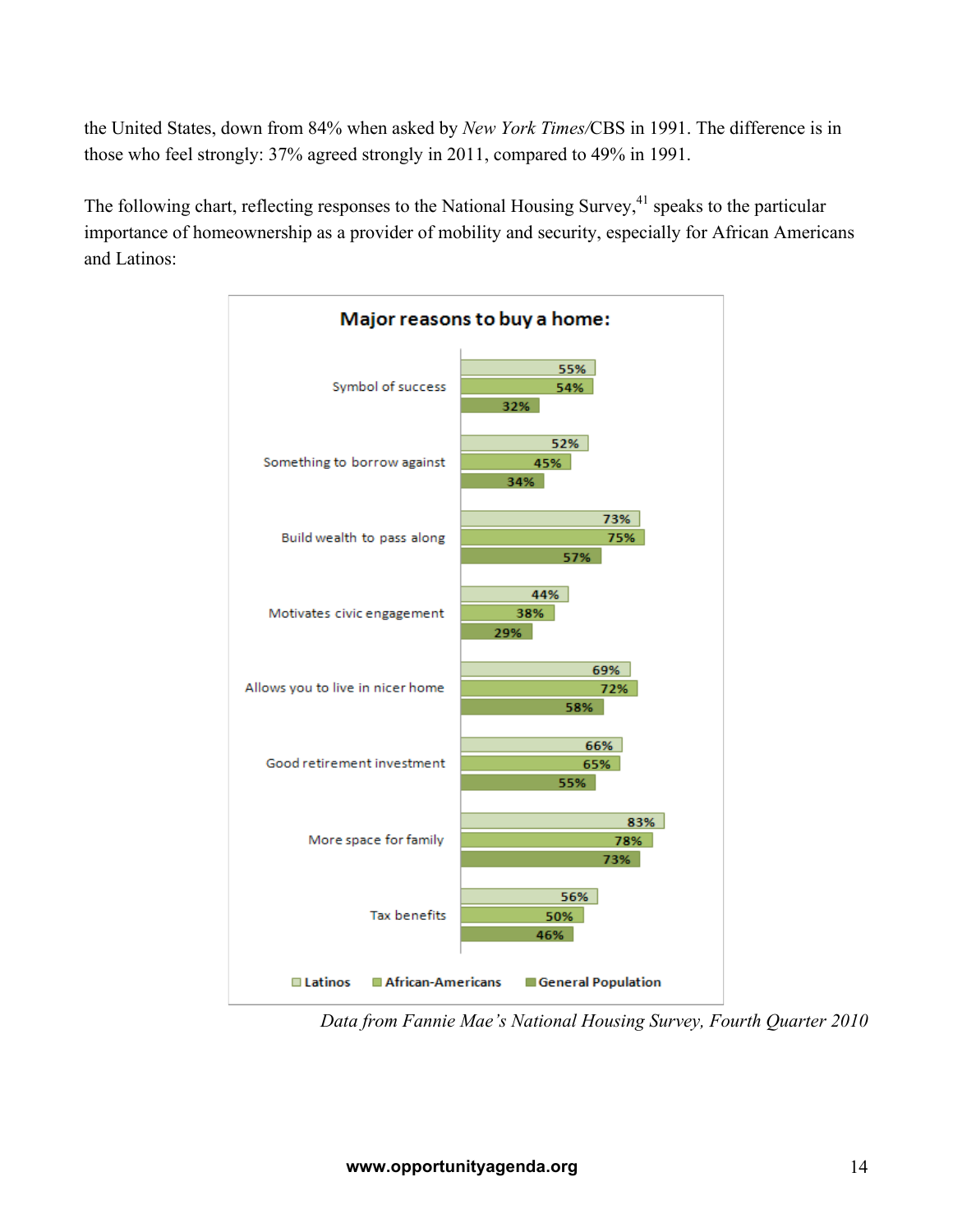the United States, down from 84% when asked by *New York Times*/CBS in 1991. The difference is in those who feel strongly: 37% agreed strongly in 2011, compared to 49% in 1991.

The following chart, reflecting responses to the National Housing Survey,[41] speaks to the particular importance of homeownership as a provider of mobility and security, especially for African Americans and Latinos:

**Major reasons to buy a home:**

| | Latinos | African-Americans | General Population |
|---|---|---|---|
| Symbol of success | 55% | 54% | 32% |
| Something to borrow against | 52% | 45% | 34% |
| Build wealth to pass along | 73% | 75% | 57% |
| Motivates civic engagement | 44% | 38% | 29% |
| Allows you to live in nicer home | 69% | 72% | 58% |
| Good retirement investment | 66% | 65% | 55% |
| More space for family | 83% | 78% | 73% |
| Tax benefits | 56% | 50% | 46% |

*Data from Fannie Mae's National Housing Survey, Fourth Quarter 2010*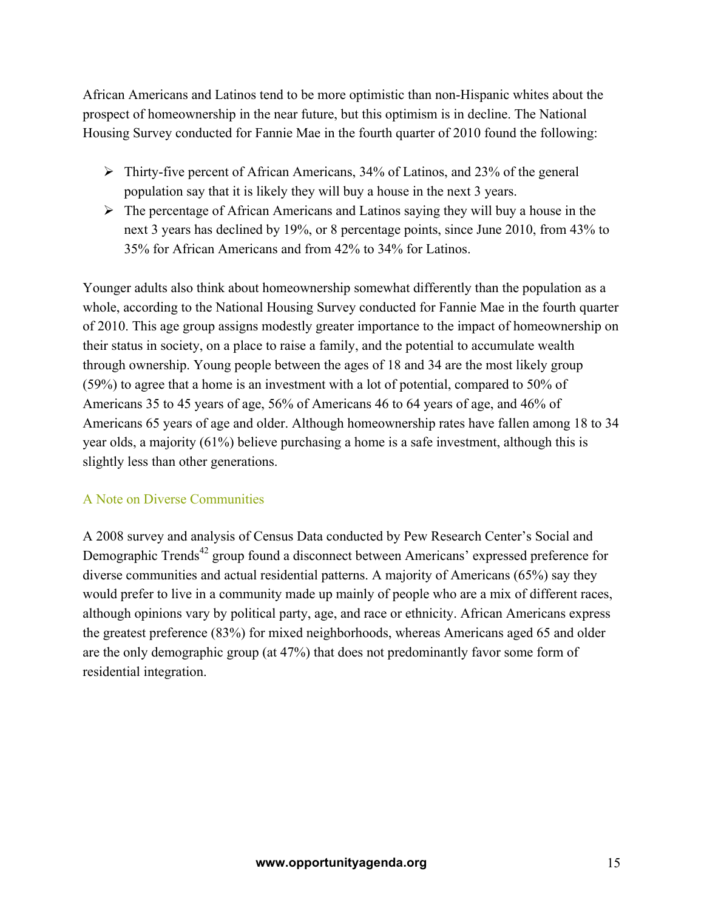African Americans and Latinos tend to be more optimistic than non-Hispanic whites about the prospect of homeownership in the near future, but this optimism is in decline. The National Housing Survey conducted for Fannie Mae in the fourth quarter of 2010 found the following:

- Thirty-five percent of African Americans, 34% of Latinos, and 23% of the general population say that it is likely they will buy a house in the next 3 years.
- The percentage of African Americans and Latinos saying they will buy a house in the next 3 years has declined by 19%, or 8 percentage points, since June 2010, from 43% to 35% for African Americans and from 42% to 34% for Latinos.

Younger adults also think about homeownership somewhat differently than the population as a whole, according to the National Housing Survey conducted for Fannie Mae in the fourth quarter of 2010. This age group assigns modestly greater importance to the impact of homeownership on their status in society, on a place to raise a family, and the potential to accumulate wealth through ownership. Young people between the ages of 18 and 34 are the most likely group (59%) to agree that a home is an investment with a lot of potential, compared to 50% of Americans 35 to 45 years of age, 56% of Americans 46 to 64 years of age, and 46% of Americans 65 years of age and older. Although homeownership rates have fallen among 18 to 34 year olds, a majority (61%) believe purchasing a home is a safe investment, although this is slightly less than other generations.

### A Note on Diverse Communities

A 2008 survey and analysis of Census Data conducted by Pew Research Center's Social and Demographic Trends[42] group found a disconnect between Americans' expressed preference for diverse communities and actual residential patterns. A majority of Americans (65%) say they would prefer to live in a community made up mainly of people who are a mix of different races, although opinions vary by political party, age, and race or ethnicity. African Americans express the greatest preference (83%) for mixed neighborhoods, whereas Americans aged 65 and older are the only demographic group (at 47%) that does not predominantly favor some form of residential integration.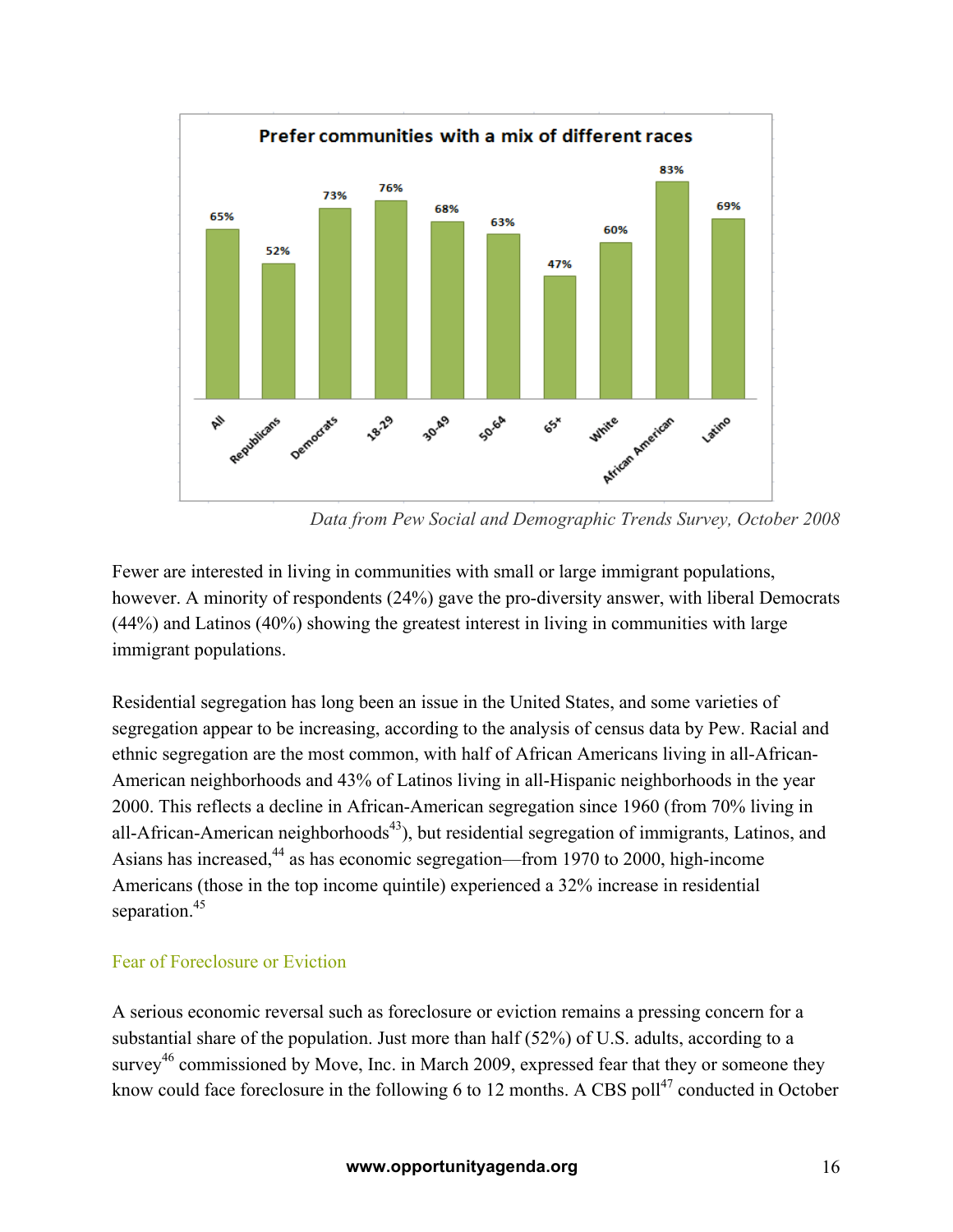**Prefer communities with a mix of different races**

| All | Republicans | Democrats | 18-29 | 30-49 | 50-64 | 65+ | White | African American | Latino |
|---|---|---|---|---|---|---|---|---|---|
| 65% | 52% | 73% | 76% | 68% | 63% | 47% | 60% | 83% | 69% |

*Data from Pew Social and Demographic Trends Survey, October 2008*

Fewer are interested in living in communities with small or large immigrant populations, however. A minority of respondents (24%) gave the pro-diversity answer, with liberal Democrats (44%) and Latinos (40%) showing the greatest interest in living in communities with large immigrant populations.

Residential segregation has long been an issue in the United States, and some varieties of segregation appear to be increasing, according to the analysis of census data by Pew. Racial and ethnic segregation are the most common, with half of African Americans living in all-African-American neighborhoods and 43% of Latinos living in all-Hispanic neighborhoods in the year 2000. This reflects a decline in African-American segregation since 1960 (from 70% living in all-African-American neighborhoods[43]), but residential segregation of immigrants, Latinos, and Asians has increased,[44] as has economic segregation—from 1970 to 2000, high-income Americans (those in the top income quintile) experienced a 32% increase in residential separation.[45]

## Fear of Foreclosure or Eviction

A serious economic reversal such as foreclosure or eviction remains a pressing concern for a substantial share of the population. Just more than half (52%) of U.S. adults, according to a survey[46] commissioned by Move, Inc. in March 2009, expressed fear that they or someone they know could face foreclosure in the following 6 to 12 months. A CBS poll[47] conducted in October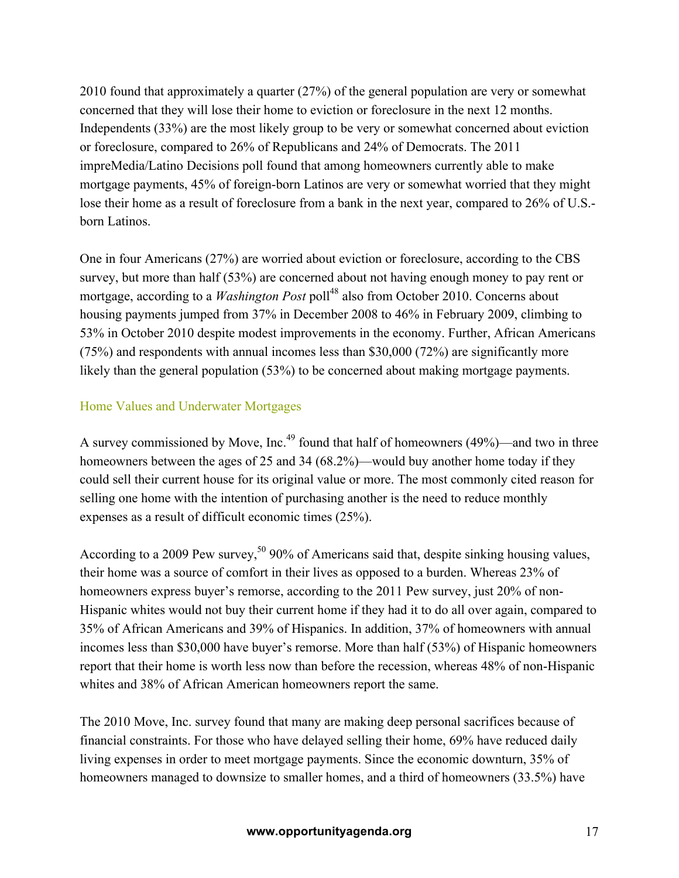2010 found that approximately a quarter (27%) of the general population are very or somewhat concerned that they will lose their home to eviction or foreclosure in the next 12 months. Independents (33%) are the most likely group to be very or somewhat concerned about eviction or foreclosure, compared to 26% of Republicans and 24% of Democrats. The 2011 impreMedia/Latino Decisions poll found that among homeowners currently able to make mortgage payments, 45% of foreign-born Latinos are very or somewhat worried that they might lose their home as a result of foreclosure from a bank in the next year, compared to 26% of U.S.-born Latinos.

One in four Americans (27%) are worried about eviction or foreclosure, according to the CBS survey, but more than half (53%) are concerned about not having enough money to pay rent or mortgage, according to a *Washington Post* poll[48] also from October 2010. Concerns about housing payments jumped from 37% in December 2008 to 46% in February 2009, climbing to 53% in October 2010 despite modest improvements in the economy. Further, African Americans (75%) and respondents with annual incomes less than $30,000 (72%) are significantly more likely than the general population (53%) to be concerned about making mortgage payments.

### Home Values and Underwater Mortgages

A survey commissioned by Move, Inc.[49] found that half of homeowners (49%)—and two in three homeowners between the ages of 25 and 34 (68.2%)—would buy another home today if they could sell their current house for its original value or more. The most commonly cited reason for selling one home with the intention of purchasing another is the need to reduce monthly expenses as a result of difficult economic times (25%).

According to a 2009 Pew survey,[50] 90% of Americans said that, despite sinking housing values, their home was a source of comfort in their lives as opposed to a burden. Whereas 23% of homeowners express buyer's remorse, according to the 2011 Pew survey, just 20% of non-Hispanic whites would not buy their current home if they had it to do all over again, compared to 35% of African Americans and 39% of Hispanics. In addition, 37% of homeowners with annual incomes less than $30,000 have buyer's remorse. More than half (53%) of Hispanic homeowners report that their home is worth less now than before the recession, whereas 48% of non-Hispanic whites and 38% of African American homeowners report the same.

The 2010 Move, Inc. survey found that many are making deep personal sacrifices because of financial constraints. For those who have delayed selling their home, 69% have reduced daily living expenses in order to meet mortgage payments. Since the economic downturn, 35% of homeowners managed to downsize to smaller homes, and a third of homeowners (33.5%) have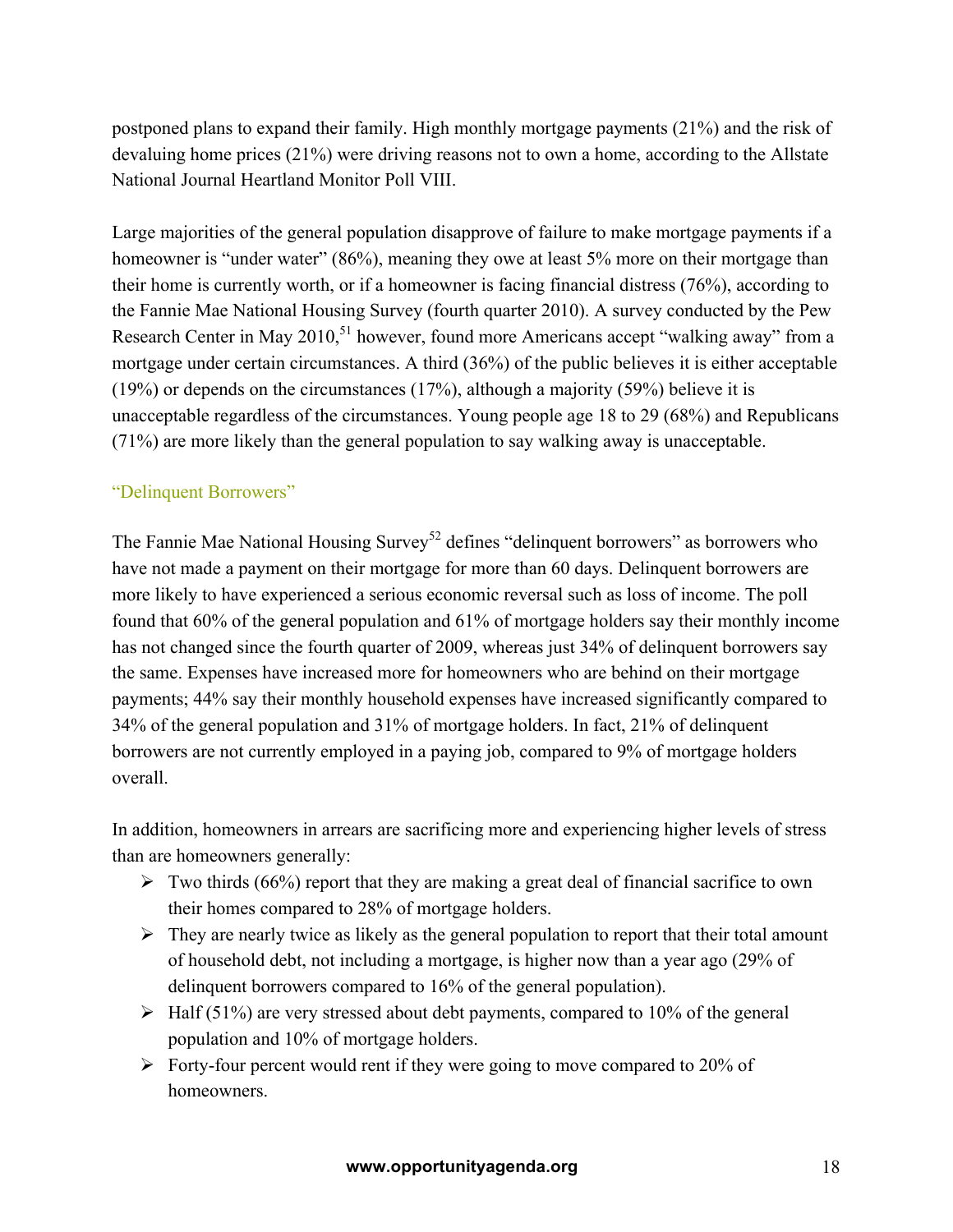postponed plans to expand their family. High monthly mortgage payments (21%) and the risk of devaluing home prices (21%) were driving reasons not to own a home, according to the Allstate National Journal Heartland Monitor Poll VIII.

Large majorities of the general population disapprove of failure to make mortgage payments if a homeowner is "under water" (86%), meaning they owe at least 5% more on their mortgage than their home is currently worth, or if a homeowner is facing financial distress (76%), according to the Fannie Mae National Housing Survey (fourth quarter 2010). A survey conducted by the Pew Research Center in May 2010,[51] however, found more Americans accept "walking away" from a mortgage under certain circumstances. A third (36%) of the public believes it is either acceptable (19%) or depends on the circumstances (17%), although a majority (59%) believe it is unacceptable regardless of the circumstances. Young people age 18 to 29 (68%) and Republicans (71%) are more likely than the general population to say walking away is unacceptable.

### "Delinquent Borrowers"

The Fannie Mae National Housing Survey[52] defines "delinquent borrowers" as borrowers who have not made a payment on their mortgage for more than 60 days. Delinquent borrowers are more likely to have experienced a serious economic reversal such as loss of income. The poll found that 60% of the general population and 61% of mortgage holders say their monthly income has not changed since the fourth quarter of 2009, whereas just 34% of delinquent borrowers say the same. Expenses have increased more for homeowners who are behind on their mortgage payments; 44% say their monthly household expenses have increased significantly compared to 34% of the general population and 31% of mortgage holders. In fact, 21% of delinquent borrowers are not currently employed in a paying job, compared to 9% of mortgage holders overall.

In addition, homeowners in arrears are sacrificing more and experiencing higher levels of stress than are homeowners generally:

- Two thirds (66%) report that they are making a great deal of financial sacrifice to own their homes compared to 28% of mortgage holders.
- They are nearly twice as likely as the general population to report that their total amount of household debt, not including a mortgage, is higher now than a year ago (29% of delinquent borrowers compared to 16% of the general population).
- Half (51%) are very stressed about debt payments, compared to 10% of the general population and 10% of mortgage holders.
- Forty-four percent would rent if they were going to move compared to 20% of homeowners.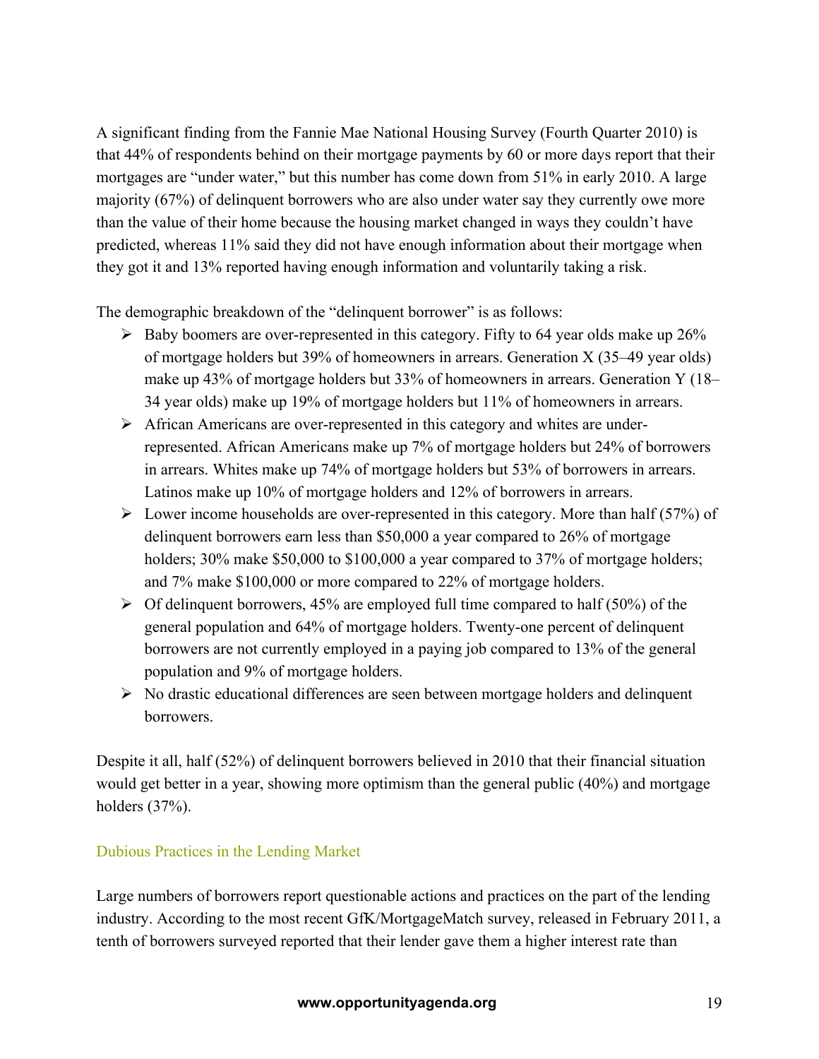A significant finding from the Fannie Mae National Housing Survey (Fourth Quarter 2010) is that 44% of respondents behind on their mortgage payments by 60 or more days report that their mortgages are "under water," but this number has come down from 51% in early 2010. A large majority (67%) of delinquent borrowers who are also under water say they currently owe more than the value of their home because the housing market changed in ways they couldn't have predicted, whereas 11% said they did not have enough information about their mortgage when they got it and 13% reported having enough information and voluntarily taking a risk.

The demographic breakdown of the "delinquent borrower" is as follows:

- Baby boomers are over-represented in this category. Fifty to 64 year olds make up 26% of mortgage holders but 39% of homeowners in arrears. Generation X (35–49 year olds) make up 43% of mortgage holders but 33% of homeowners in arrears. Generation Y (18–34 year olds) make up 19% of mortgage holders but 11% of homeowners in arrears.
- African Americans are over-represented in this category and whites are under-represented. African Americans make up 7% of mortgage holders but 24% of borrowers in arrears. Whites make up 74% of mortgage holders but 53% of borrowers in arrears. Latinos make up 10% of mortgage holders and 12% of borrowers in arrears.
- Lower income households are over-represented in this category. More than half (57%) of delinquent borrowers earn less than $50,000 a year compared to 26% of mortgage holders; 30% make $50,000 to $100,000 a year compared to 37% of mortgage holders; and 7% make $100,000 or more compared to 22% of mortgage holders.
- Of delinquent borrowers, 45% are employed full time compared to half (50%) of the general population and 64% of mortgage holders. Twenty-one percent of delinquent borrowers are not currently employed in a paying job compared to 13% of the general population and 9% of mortgage holders.
- No drastic educational differences are seen between mortgage holders and delinquent borrowers.

Despite it all, half (52%) of delinquent borrowers believed in 2010 that their financial situation would get better in a year, showing more optimism than the general public (40%) and mortgage holders (37%).

### Dubious Practices in the Lending Market

Large numbers of borrowers report questionable actions and practices on the part of the lending industry. According to the most recent GfK/MortgageMatch survey, released in February 2011, a tenth of borrowers surveyed reported that their lender gave them a higher interest rate than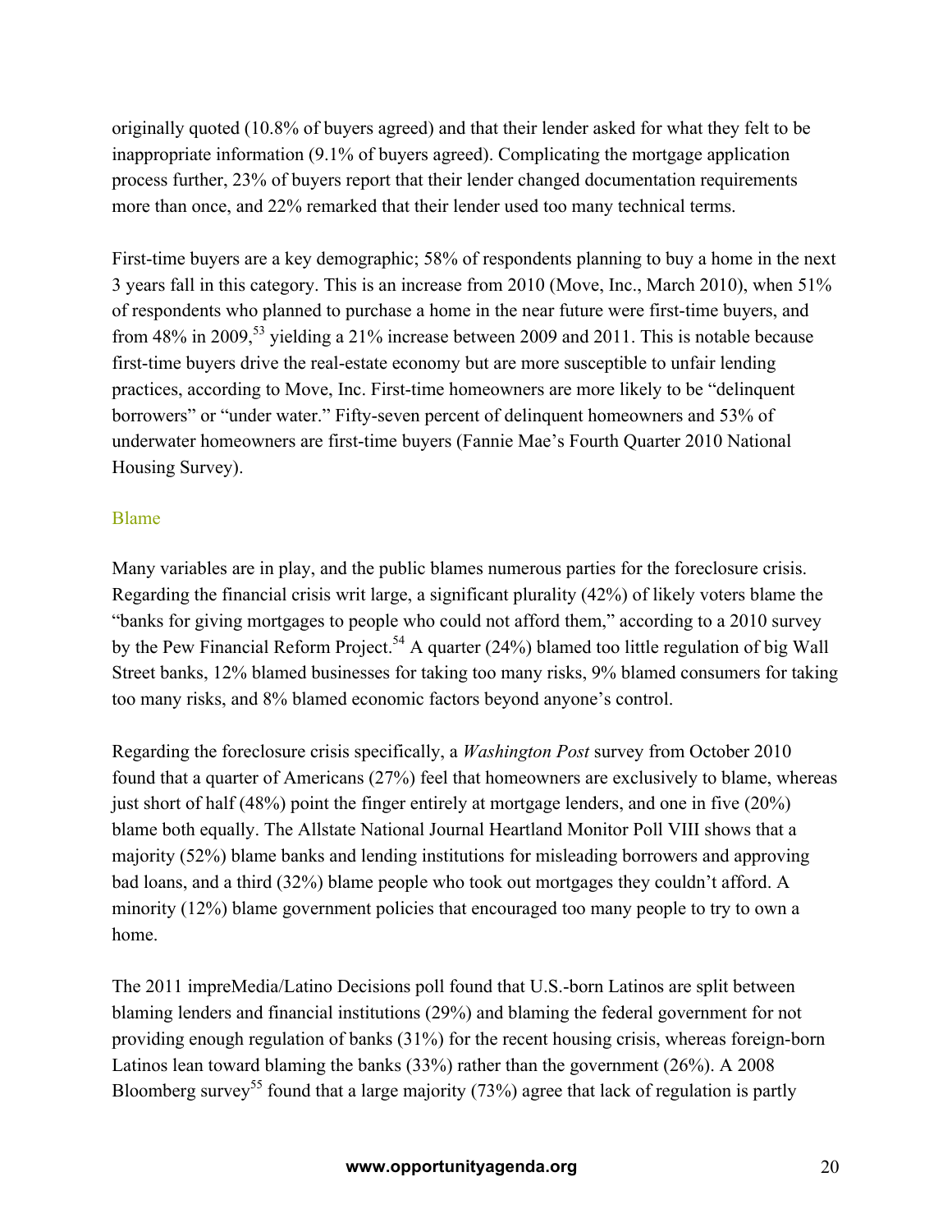originally quoted (10.8% of buyers agreed) and that their lender asked for what they felt to be inappropriate information (9.1% of buyers agreed). Complicating the mortgage application process further, 23% of buyers report that their lender changed documentation requirements more than once, and 22% remarked that their lender used too many technical terms.

First-time buyers are a key demographic; 58% of respondents planning to buy a home in the next 3 years fall in this category. This is an increase from 2010 (Move, Inc., March 2010), when 51% of respondents who planned to purchase a home in the near future were first-time buyers, and from 48% in 2009,[53] yielding a 21% increase between 2009 and 2011. This is notable because first-time buyers drive the real-estate economy but are more susceptible to unfair lending practices, according to Move, Inc. First-time homeowners are more likely to be "delinquent borrowers" or "under water." Fifty-seven percent of delinquent homeowners and 53% of underwater homeowners are first-time buyers (Fannie Mae's Fourth Quarter 2010 National Housing Survey).

### Blame

Many variables are in play, and the public blames numerous parties for the foreclosure crisis. Regarding the financial crisis writ large, a significant plurality (42%) of likely voters blame the "banks for giving mortgages to people who could not afford them," according to a 2010 survey by the Pew Financial Reform Project.[54] A quarter (24%) blamed too little regulation of big Wall Street banks, 12% blamed businesses for taking too many risks, 9% blamed consumers for taking too many risks, and 8% blamed economic factors beyond anyone's control.

Regarding the foreclosure crisis specifically, a *Washington Post* survey from October 2010 found that a quarter of Americans (27%) feel that homeowners are exclusively to blame, whereas just short of half (48%) point the finger entirely at mortgage lenders, and one in five (20%) blame both equally. The Allstate National Journal Heartland Monitor Poll VIII shows that a majority (52%) blame banks and lending institutions for misleading borrowers and approving bad loans, and a third (32%) blame people who took out mortgages they couldn't afford. A minority (12%) blame government policies that encouraged too many people to try to own a home.

The 2011 impreMedia/Latino Decisions poll found that U.S.-born Latinos are split between blaming lenders and financial institutions (29%) and blaming the federal government for not providing enough regulation of banks (31%) for the recent housing crisis, whereas foreign-born Latinos lean toward blaming the banks (33%) rather than the government (26%). A 2008 Bloomberg survey[55] found that a large majority (73%) agree that lack of regulation is partly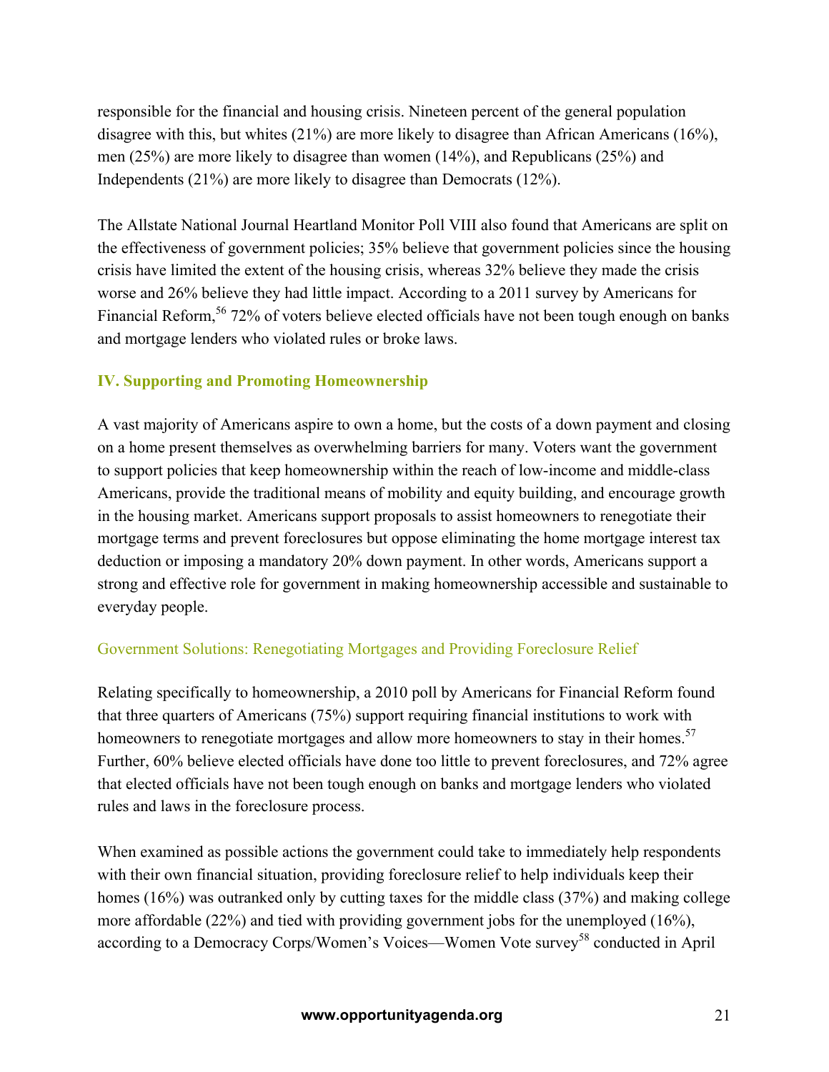responsible for the financial and housing crisis. Nineteen percent of the general population disagree with this, but whites (21%) are more likely to disagree than African Americans (16%), men (25%) are more likely to disagree than women (14%), and Republicans (25%) and Independents (21%) are more likely to disagree than Democrats (12%).

The Allstate National Journal Heartland Monitor Poll VIII also found that Americans are split on the effectiveness of government policies; 35% believe that government policies since the housing crisis have limited the extent of the housing crisis, whereas 32% believe they made the crisis worse and 26% believe they had little impact. According to a 2011 survey by Americans for Financial Reform,[56] 72% of voters believe elected officials have not been tough enough on banks and mortgage lenders who violated rules or broke laws.

## IV. Supporting and Promoting Homeownership

A vast majority of Americans aspire to own a home, but the costs of a down payment and closing on a home present themselves as overwhelming barriers for many. Voters want the government to support policies that keep homeownership within the reach of low-income and middle-class Americans, provide the traditional means of mobility and equity building, and encourage growth in the housing market. Americans support proposals to assist homeowners to renegotiate their mortgage terms and prevent foreclosures but oppose eliminating the home mortgage interest tax deduction or imposing a mandatory 20% down payment. In other words, Americans support a strong and effective role for government in making homeownership accessible and sustainable to everyday people.

### Government Solutions: Renegotiating Mortgages and Providing Foreclosure Relief

Relating specifically to homeownership, a 2010 poll by Americans for Financial Reform found that three quarters of Americans (75%) support requiring financial institutions to work with homeowners to renegotiate mortgages and allow more homeowners to stay in their homes.[57] Further, 60% believe elected officials have done too little to prevent foreclosures, and 72% agree that elected officials have not been tough enough on banks and mortgage lenders who violated rules and laws in the foreclosure process.

When examined as possible actions the government could take to immediately help respondents with their own financial situation, providing foreclosure relief to help individuals keep their homes (16%) was outranked only by cutting taxes for the middle class (37%) and making college more affordable (22%) and tied with providing government jobs for the unemployed (16%), according to a Democracy Corps/Women's Voices—Women Vote survey[58] conducted in April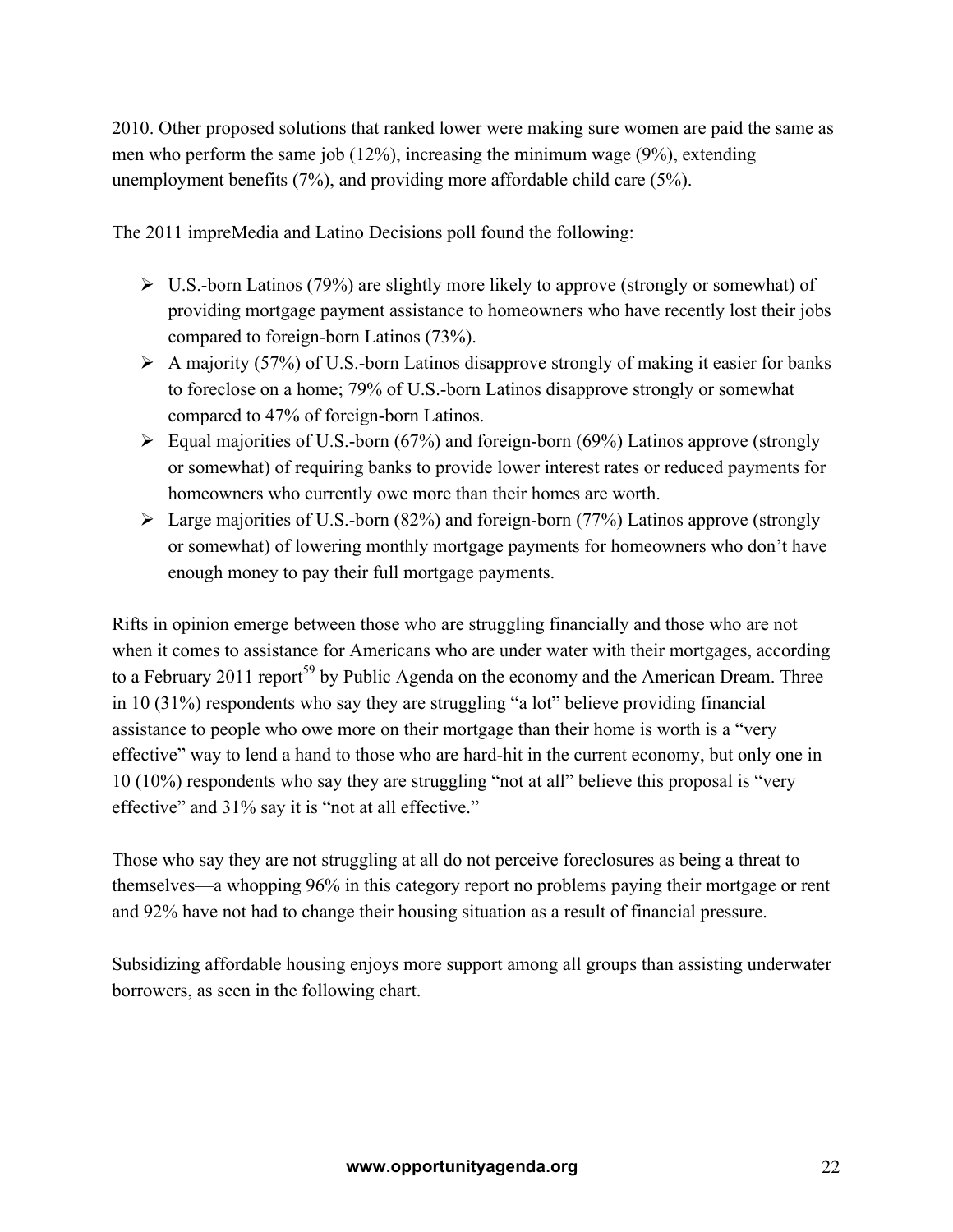2010. Other proposed solutions that ranked lower were making sure women are paid the same as men who perform the same job (12%), increasing the minimum wage (9%), extending unemployment benefits (7%), and providing more affordable child care (5%).

The 2011 impreMedia and Latino Decisions poll found the following:

- U.S.-born Latinos (79%) are slightly more likely to approve (strongly or somewhat) of providing mortgage payment assistance to homeowners who have recently lost their jobs compared to foreign-born Latinos (73%).
- A majority (57%) of U.S.-born Latinos disapprove strongly of making it easier for banks to foreclose on a home; 79% of U.S.-born Latinos disapprove strongly or somewhat compared to 47% of foreign-born Latinos.
- Equal majorities of U.S.-born (67%) and foreign-born (69%) Latinos approve (strongly or somewhat) of requiring banks to provide lower interest rates or reduced payments for homeowners who currently owe more than their homes are worth.
- Large majorities of U.S.-born (82%) and foreign-born (77%) Latinos approve (strongly or somewhat) of lowering monthly mortgage payments for homeowners who don't have enough money to pay their full mortgage payments.

Rifts in opinion emerge between those who are struggling financially and those who are not when it comes to assistance for Americans who are under water with their mortgages, according to a February 2011 report[59] by Public Agenda on the economy and the American Dream. Three in 10 (31%) respondents who say they are struggling "a lot" believe providing financial assistance to people who owe more on their mortgage than their home is worth is a "very effective" way to lend a hand to those who are hard-hit in the current economy, but only one in 10 (10%) respondents who say they are struggling "not at all" believe this proposal is "very effective" and 31% say it is "not at all effective."

Those who say they are not struggling at all do not perceive foreclosures as being a threat to themselves—a whopping 96% in this category report no problems paying their mortgage or rent and 92% have not had to change their housing situation as a result of financial pressure.

Subsidizing affordable housing enjoys more support among all groups than assisting underwater borrowers, as seen in the following chart.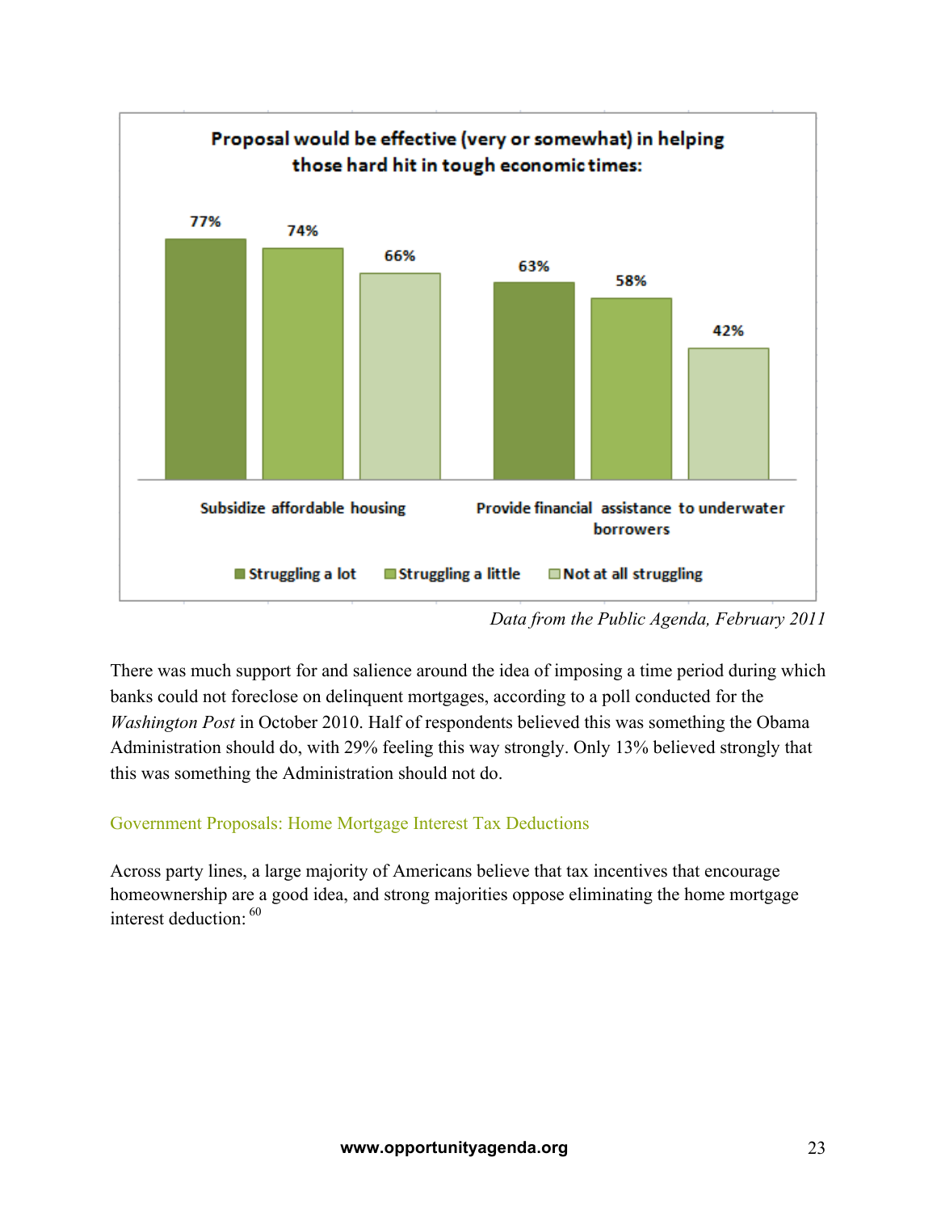**Proposal would be effective (very or somewhat) in helping those hard hit in tough economic times:**

| | Struggling a lot | Struggling a little | Not at all struggling |
|---|---|---|---|
| Subsidize affordable housing | 77% | 74% | 66% |
| Provide financial assistance to underwater borrowers | 63% | 58% | 42% |

*Data from the Public Agenda, February 2011*

There was much support for and salience around the idea of imposing a time period during which banks could not foreclose on delinquent mortgages, according to a poll conducted for the *Washington Post* in October 2010. Half of respondents believed this was something the Obama Administration should do, with 29% feeling this way strongly. Only 13% believed strongly that this was something the Administration should not do.

## Government Proposals: Home Mortgage Interest Tax Deductions

Across party lines, a large majority of Americans believe that tax incentives that encourage homeownership are a good idea, and strong majorities oppose eliminating the home mortgage interest deduction: [60]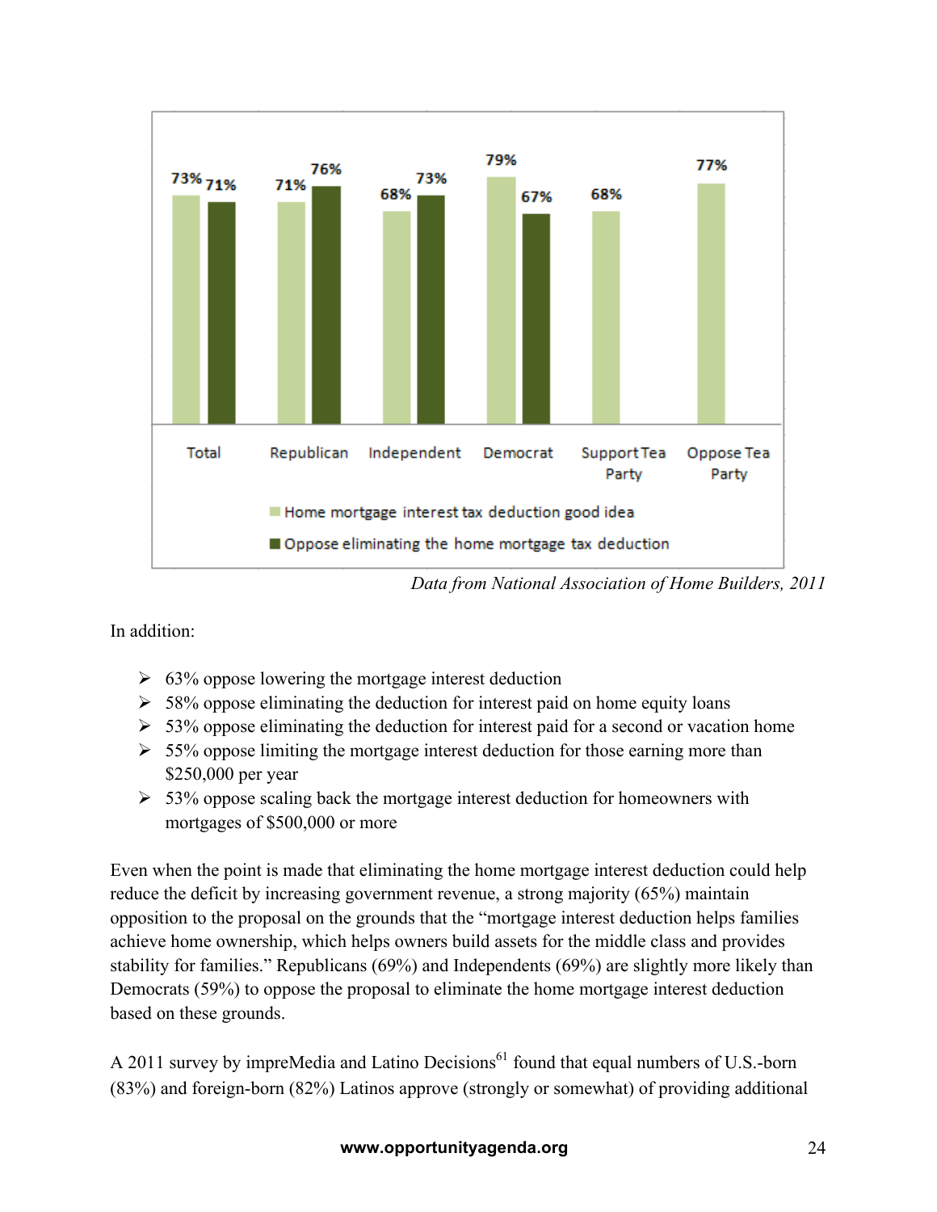| | Home mortgage interest tax deduction good idea | Oppose eliminating the home mortgage tax deduction |
|---|---|---|
| Total | 73% | 71% |
| Republican | 71% | 76% |
| Independent | 68% | 73% |
| Democrat | 79% | 67% |
| Support Tea Party | 68% | |
| Oppose Tea Party | 77% | |

*Data from National Association of Home Builders, 2011*

In addition:

- 63% oppose lowering the mortgage interest deduction
- 58% oppose eliminating the deduction for interest paid on home equity loans
- 53% oppose eliminating the deduction for interest paid for a second or vacation home
- 55% oppose limiting the mortgage interest deduction for those earning more than $250,000 per year
- 53% oppose scaling back the mortgage interest deduction for homeowners with mortgages of $500,000 or more

Even when the point is made that eliminating the home mortgage interest deduction could help reduce the deficit by increasing government revenue, a strong majority (65%) maintain opposition to the proposal on the grounds that the "mortgage interest deduction helps families achieve home ownership, which helps owners build assets for the middle class and provides stability for families." Republicans (69%) and Independents (69%) are slightly more likely than Democrats (59%) to oppose the proposal to eliminate the home mortgage interest deduction based on these grounds.

A 2011 survey by impreMedia and Latino Decisions[61] found that equal numbers of U.S.-born (83%) and foreign-born (82%) Latinos approve (strongly or somewhat) of providing additional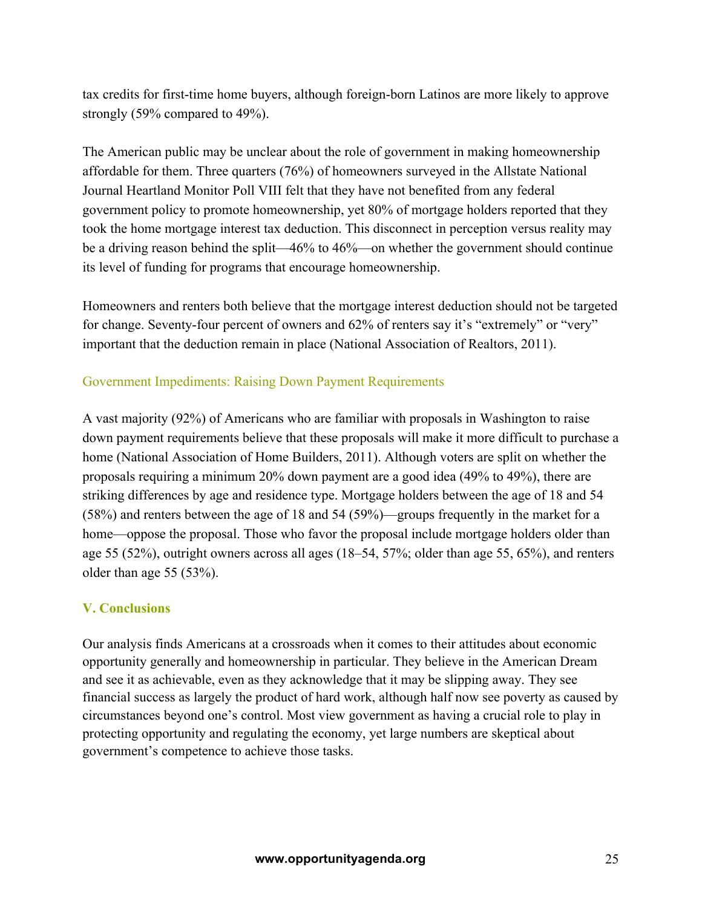tax credits for first-time home buyers, although foreign-born Latinos are more likely to approve strongly (59% compared to 49%).

The American public may be unclear about the role of government in making homeownership affordable for them. Three quarters (76%) of homeowners surveyed in the Allstate National Journal Heartland Monitor Poll VIII felt that they have not benefited from any federal government policy to promote homeownership, yet 80% of mortgage holders reported that they took the home mortgage interest tax deduction. This disconnect in perception versus reality may be a driving reason behind the split—46% to 46%—on whether the government should continue its level of funding for programs that encourage homeownership.

Homeowners and renters both believe that the mortgage interest deduction should not be targeted for change. Seventy-four percent of owners and 62% of renters say it's "extremely" or "very" important that the deduction remain in place (National Association of Realtors, 2011).

### Government Impediments: Raising Down Payment Requirements

A vast majority (92%) of Americans who are familiar with proposals in Washington to raise down payment requirements believe that these proposals will make it more difficult to purchase a home (National Association of Home Builders, 2011). Although voters are split on whether the proposals requiring a minimum 20% down payment are a good idea (49% to 49%), there are striking differences by age and residence type. Mortgage holders between the age of 18 and 54 (58%) and renters between the age of 18 and 54 (59%)—groups frequently in the market for a home—oppose the proposal. Those who favor the proposal include mortgage holders older than age 55 (52%), outright owners across all ages (18–54, 57%; older than age 55, 65%), and renters older than age 55 (53%).

## V. Conclusions

Our analysis finds Americans at a crossroads when it comes to their attitudes about economic opportunity generally and homeownership in particular. They believe in the American Dream and see it as achievable, even as they acknowledge that it may be slipping away. They see financial success as largely the product of hard work, although half now see poverty as caused by circumstances beyond one's control. Most view government as having a crucial role to play in protecting opportunity and regulating the economy, yet large numbers are skeptical about government's competence to achieve those tasks.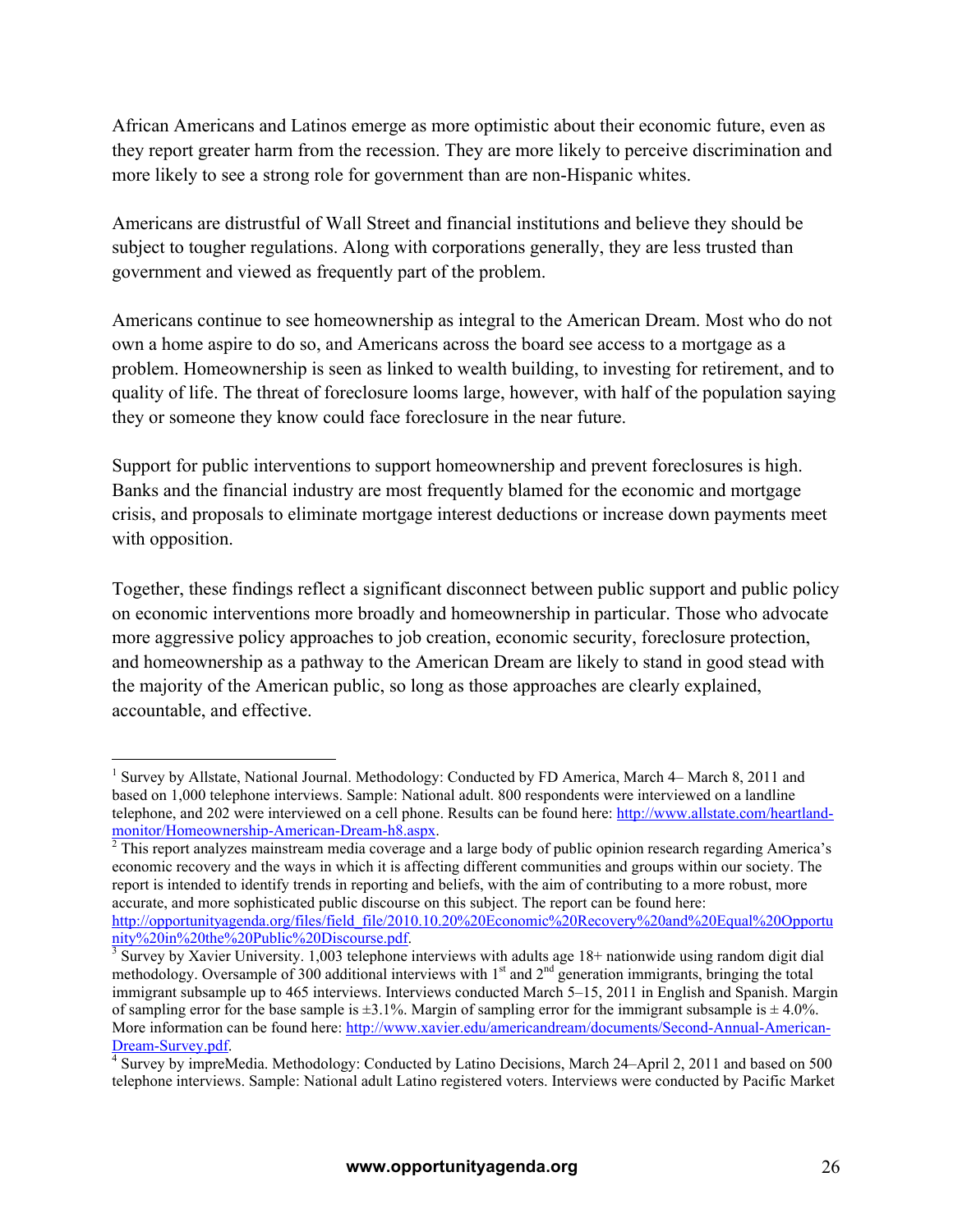African Americans and Latinos emerge as more optimistic about their economic future, even as they report greater harm from the recession. They are more likely to perceive discrimination and more likely to see a strong role for government than are non-Hispanic whites.

Americans are distrustful of Wall Street and financial institutions and believe they should be subject to tougher regulations. Along with corporations generally, they are less trusted than government and viewed as frequently part of the problem.

Americans continue to see homeownership as integral to the American Dream. Most who do not own a home aspire to do so, and Americans across the board see access to a mortgage as a problem. Homeownership is seen as linked to wealth building, to investing for retirement, and to quality of life. The threat of foreclosure looms large, however, with half of the population saying they or someone they know could face foreclosure in the near future.

Support for public interventions to support homeownership and prevent foreclosures is high. Banks and the financial industry are most frequently blamed for the economic and mortgage crisis, and proposals to eliminate mortgage interest deductions or increase down payments meet with opposition.

Together, these findings reflect a significant disconnect between public support and public policy on economic interventions more broadly and homeownership in particular. Those who advocate more aggressive policy approaches to job creation, economic security, foreclosure protection, and homeownership as a pathway to the American Dream are likely to stand in good stead with the majority of the American public, so long as those approaches are clearly explained, accountable, and effective.

---

[1] Survey by Allstate, National Journal. Methodology: Conducted by FD America, March 4– March 8, 2011 and based on 1,000 telephone interviews. Sample: National adult. 800 respondents were interviewed on a landline telephone, and 202 were interviewed on a cell phone. Results can be found here: http://www.allstate.com/heartland-monitor/Homeownership-American-Dream-h8.aspx.

[2] This report analyzes mainstream media coverage and a large body of public opinion research regarding America's economic recovery and the ways in which it is affecting different communities and groups within our society. The report is intended to identify trends in reporting and beliefs, with the aim of contributing to a more robust, more accurate, and more sophisticated public discourse on this subject. The report can be found here: http://opportunityagenda.org/files/field_file/2010.10.20%20Economic%20Recovery%20and%20Equal%20Opportunity%20in%20the%20Public%20Discourse.pdf.

[3] Survey by Xavier University. 1,003 telephone interviews with adults age 18+ nationwide using random digit dial methodology. Oversample of 300 additional interviews with 1st and 2nd generation immigrants, bringing the total immigrant subsample up to 465 interviews. Interviews conducted March 5–15, 2011 in English and Spanish. Margin of sampling error for the base sample is ±3.1%. Margin of sampling error for the immigrant subsample is ± 4.0%. More information can be found here: http://www.xavier.edu/americandream/documents/Second-Annual-American-Dream-Survey.pdf.

[4] Survey by impreMedia. Methodology: Conducted by Latino Decisions, March 24–April 2, 2011 and based on 500 telephone interviews. Sample: National adult Latino registered voters. Interviews were conducted by Pacific Market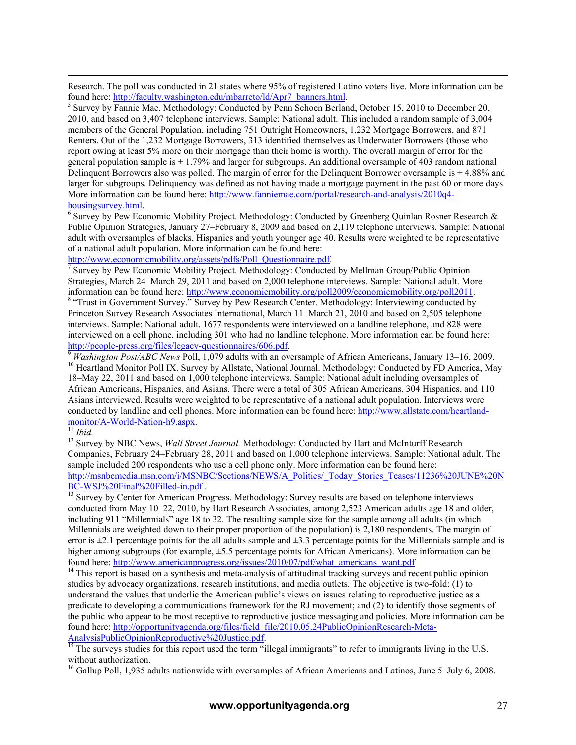Research. The poll was conducted in 21 states where 95% of registered Latino voters live. More information can be found here: http://faculty.washington.edu/mbarreto/ld/Apr7_banners.html.

[5] Survey by Fannie Mae. Methodology: Conducted by Penn Schoen Berland, October 15, 2010 to December 20, 2010, and based on 3,407 telephone interviews. Sample: National adult. This included a random sample of 3,004 members of the General Population, including 751 Outright Homeowners, 1,232 Mortgage Borrowers, and 871 Renters. Out of the 1,232 Mortgage Borrowers, 313 identified themselves as Underwater Borrowers (those who report owing at least 5% more on their mortgage than their home is worth). The overall margin of error for the general population sample is ± 1.79% and larger for subgroups. An additional oversample of 403 random national Delinquent Borrowers also was polled. The margin of error for the Delinquent Borrower oversample is ± 4.88% and larger for subgroups. Delinquency was defined as not having made a mortgage payment in the past 60 or more days. More information can be found here: http://www.fanniemae.com/portal/research-and-analysis/2010q4-housingsurvey.html.

[6] Survey by Pew Economic Mobility Project. Methodology: Conducted by Greenberg Quinlan Rosner Research & Public Opinion Strategies, January 27–February 8, 2009 and based on 2,119 telephone interviews. Sample: National adult with oversamples of blacks, Hispanics and youth younger age 40. Results were weighted to be representative of a national adult population. More information can be found here: http://www.economicmobility.org/assets/pdfs/Poll_Questionnaire.pdf.

[7] Survey by Pew Economic Mobility Project. Methodology: Conducted by Mellman Group/Public Opinion Strategies, March 24–March 29, 2011 and based on 2,000 telephone interviews. Sample: National adult. More information can be found here: http://www.economicmobility.org/poll2009/economicmobility.org/poll2011.

[8] "Trust in Government Survey." Survey by Pew Research Center. Methodology: Interviewing conducted by Princeton Survey Research Associates International, March 11–March 21, 2010 and based on 2,505 telephone interviews. Sample: National adult. 1677 respondents were interviewed on a landline telephone, and 828 were interviewed on a cell phone, including 301 who had no landline telephone. More information can be found here: http://people-press.org/files/legacy-questionnaires/606.pdf.

[9] *Washington Post/ABC News* Poll, 1,079 adults with an oversample of African Americans, January 13–16, 2009.

[10] Heartland Monitor Poll IX. Survey by Allstate, National Journal. Methodology: Conducted by FD America, May 18–May 22, 2011 and based on 1,000 telephone interviews. Sample: National adult including oversamples of African Americans, Hispanics, and Asians. There were a total of 305 African Americans, 304 Hispanics, and 110 Asians interviewed. Results were weighted to be representative of a national adult population. Interviews were conducted by landline and cell phones. More information can be found here: http://www.allstate.com/heartland-monitor/A-World-Nation-h9.aspx.

[11] *Ibid.*

[12] Survey by NBC News, *Wall Street Journal.* Methodology: Conducted by Hart and McInturff Research Companies, February 24–February 28, 2011 and based on 1,000 telephone interviews. Sample: National adult. The sample included 200 respondents who use a cell phone only. More information can be found here: http://msnbcmedia.msn.com/i/MSNBC/Sections/NEWS/A_Politics/_Today_Stories_Teases/11236%20JUNE%20NBC-WSJ%20Final%20Filled-in.pdf .

[13] Survey by Center for American Progress. Methodology: Survey results are based on telephone interviews conducted from May 10–22, 2010, by Hart Research Associates, among 2,523 American adults age 18 and older, including 911 "Millennials" age 18 to 32. The resulting sample size for the sample among all adults (in which Millennials are weighted down to their proper proportion of the population) is 2,180 respondents. The margin of error is ±2.1 percentage points for the all adults sample and ±3.3 percentage points for the Millennials sample and is higher among subgroups (for example, ±5.5 percentage points for African Americans). More information can be found here: http://www.americanprogress.org/issues/2010/07/pdf/what_americans_want.pdf

[14] This report is based on a synthesis and meta-analysis of attitudinal tracking surveys and recent public opinion studies by advocacy organizations, research institutions, and media outlets. The objective is two-fold: (1) to understand the values that underlie the American public's views on issues relating to reproductive justice as a predicate to developing a communications framework for the RJ movement; and (2) to identify those segments of the public who appear to be most receptive to reproductive justice messaging and policies. More information can be found here: http://opportunityagenda.org/files/field_file/2010.05.24PublicOpinionResearch-Meta-AnalysisPublicOpinionReproductive%20Justice.pdf.

[15] The surveys studies for this report used the term "illegal immigrants" to refer to immigrants living in the U.S. without authorization.

[16] Gallup Poll, 1,935 adults nationwide with oversamples of African Americans and Latinos, June 5–July 6, 2008.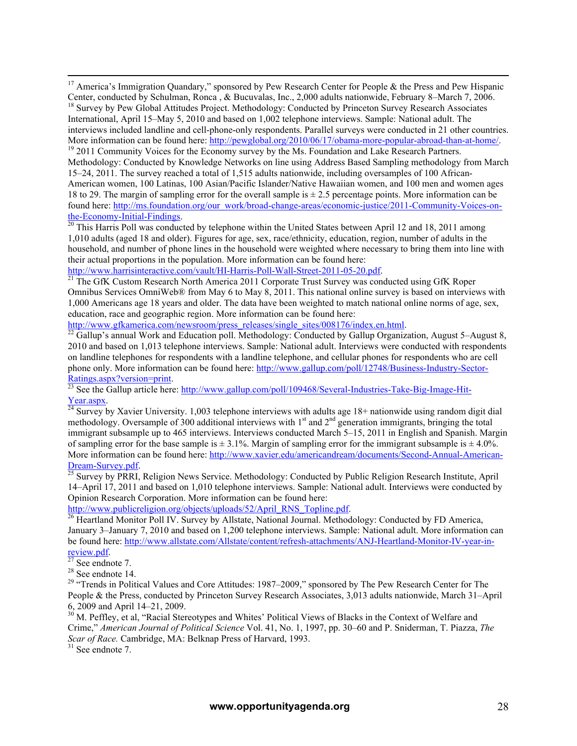[17] America's Immigration Quandary," sponsored by Pew Research Center for People & the Press and Pew Hispanic Center, conducted by Schulman, Ronca , & Bucuvalas, Inc., 2,000 adults nationwide, February 8–March 7, 2006.

[18] Survey by Pew Global Attitudes Project. Methodology: Conducted by Princeton Survey Research Associates International, April 15–May 5, 2010 and based on 1,002 telephone interviews. Sample: National adult. The interviews included landline and cell-phone-only respondents. Parallel surveys were conducted in 21 other countries. More information can be found here: http://pewglobal.org/2010/06/17/obama-more-popular-abroad-than-at-home/.

[19] 2011 Community Voices for the Economy survey by the Ms. Foundation and Lake Research Partners. Methodology: Conducted by Knowledge Networks on line using Address Based Sampling methodology from March 15–24, 2011. The survey reached a total of 1,515 adults nationwide, including oversamples of 100 African-American women, 100 Latinas, 100 Asian/Pacific Islander/Native Hawaiian women, and 100 men and women ages 18 to 29. The margin of sampling error for the overall sample is ± 2.5 percentage points. More information can be found here: http://ms.foundation.org/our_work/broad-change-areas/economic-justice/2011-Community-Voices-on-the-Economy-Initial-Findings.

[20] This Harris Poll was conducted by telephone within the United States between April 12 and 18, 2011 among 1,010 adults (aged 18 and older). Figures for age, sex, race/ethnicity, education, region, number of adults in the household, and number of phone lines in the household were weighted where necessary to bring them into line with their actual proportions in the population. More information can be found here: http://www.harrisinteractive.com/vault/HI-Harris-Poll-Wall-Street-2011-05-20.pdf.

[21] The GfK Custom Research North America 2011 Corporate Trust Survey was conducted using GfK Roper Omnibus Services OmniWeb® from May 6 to May 8, 2011. This national online survey is based on interviews with 1,000 Americans age 18 years and older. The data have been weighted to match national online norms of age, sex, education, race and geographic region. More information can be found here: http://www.gfkamerica.com/newsroom/press_releases/single_sites/008176/index.en.html.

[22] Gallup's annual Work and Education poll. Methodology: Conducted by Gallup Organization, August 5–August 8, 2010 and based on 1,013 telephone interviews. Sample: National adult. Interviews were conducted with respondents on landline telephones for respondents with a landline telephone, and cellular phones for respondents who are cell phone only. More information can be found here: http://www.gallup.com/poll/12748/Business-Industry-Sector-Ratings.aspx?version=print.

[23] See the Gallup article here: http://www.gallup.com/poll/109468/Several-Industries-Take-Big-Image-Hit-Year.aspx.

[24] Survey by Xavier University. 1,003 telephone interviews with adults age 18+ nationwide using random digit dial methodology. Oversample of 300 additional interviews with 1st and 2nd generation immigrants, bringing the total immigrant subsample up to 465 interviews. Interviews conducted March 5–15, 2011 in English and Spanish. Margin of sampling error for the base sample is ± 3.1%. Margin of sampling error for the immigrant subsample is ± 4.0%. More information can be found here: http://www.xavier.edu/americandream/documents/Second-Annual-American-Dream-Survey.pdf.

[25] Survey by PRRI, Religion News Service. Methodology: Conducted by Public Religion Research Institute, April 14–April 17, 2011 and based on 1,010 telephone interviews. Sample: National adult. Interviews were conducted by Opinion Research Corporation. More information can be found here: http://www.publicreligion.org/objects/uploads/52/April_RNS_Topline.pdf.

[26] Heartland Monitor Poll IV. Survey by Allstate, National Journal. Methodology: Conducted by FD America, January 3–January 7, 2010 and based on 1,200 telephone interviews. Sample: National adult. More information can be found here: http://www.allstate.com/Allstate/content/refresh-attachments/ANJ-Heartland-Monitor-IV-year-in-review.pdf.

[27] See endnote 7.

[28] See endnote 14.

[29] "Trends in Political Values and Core Attitudes: 1987–2009," sponsored by The Pew Research Center for The People & the Press, conducted by Princeton Survey Research Associates, 3,013 adults nationwide, March 31–April 6, 2009 and April 14–21, 2009.

[30] M. Peffley, et al, "Racial Stereotypes and Whites' Political Views of Blacks in the Context of Welfare and Crime," *American Journal of Political Science* Vol. 41, No. 1, 1997, pp. 30–60 and P. Sniderman, T. Piazza, *The Scar of Race.* Cambridge, MA: Belknap Press of Harvard, 1993.

[31] See endnote 7.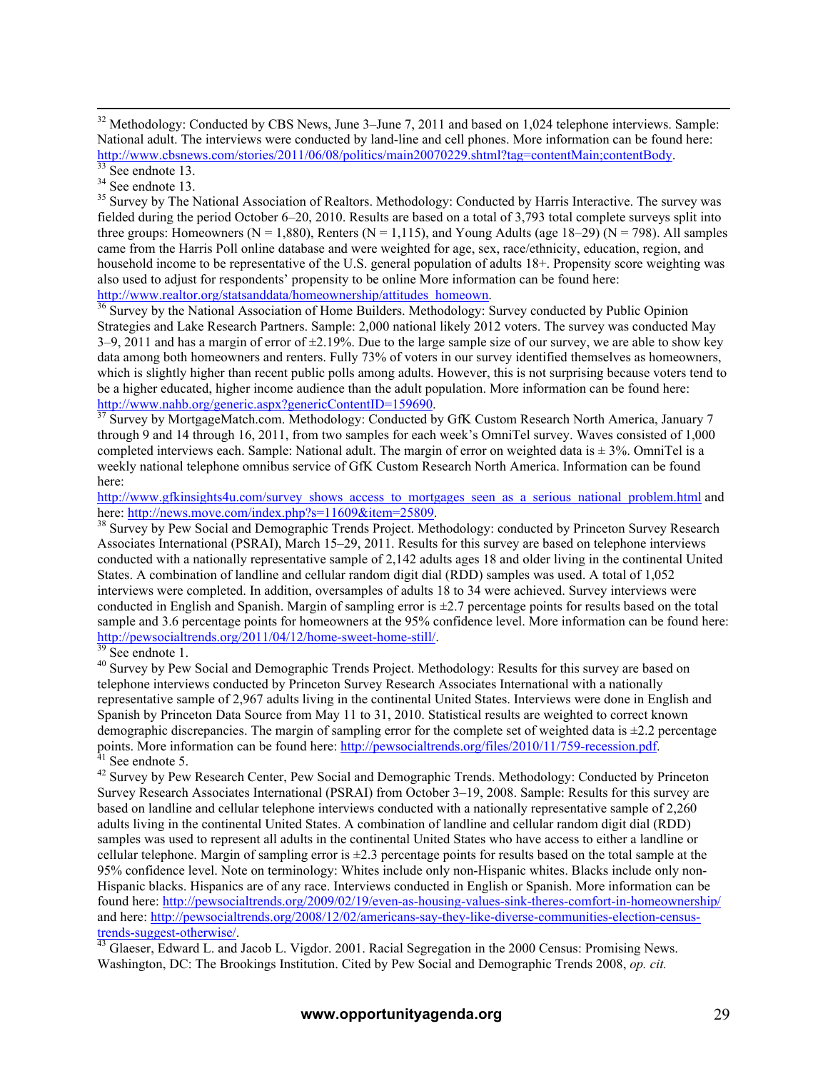[32] Methodology: Conducted by CBS News, June 3–June 7, 2011 and based on 1,024 telephone interviews. Sample: National adult. The interviews were conducted by land-line and cell phones. More information can be found here: http://www.cbsnews.com/stories/2011/06/08/politics/main20070229.shtml?tag=contentMain;contentBody.

[33] See endnote 13.

[34] See endnote 13.

[35] Survey by The National Association of Realtors. Methodology: Conducted by Harris Interactive. The survey was fielded during the period October 6–20, 2010. Results are based on a total of 3,793 total complete surveys split into three groups: Homeowners (N = 1,880), Renters (N = 1,115), and Young Adults (age 18–29) (N = 798). All samples came from the Harris Poll online database and were weighted for age, sex, race/ethnicity, education, region, and household income to be representative of the U.S. general population of adults 18+. Propensity score weighting was also used to adjust for respondents' propensity to be online More information can be found here: http://www.realtor.org/statsanddata/homeownership/attitudes_homeown.

[36] Survey by the National Association of Home Builders. Methodology: Survey conducted by Public Opinion Strategies and Lake Research Partners. Sample: 2,000 national likely 2012 voters. The survey was conducted May 3–9, 2011 and has a margin of error of ±2.19%. Due to the large sample size of our survey, we are able to show key data among both homeowners and renters. Fully 73% of voters in our survey identified themselves as homeowners, which is slightly higher than recent public polls among adults. However, this is not surprising because voters tend to be a higher educated, higher income audience than the adult population. More information can be found here: http://www.nahb.org/generic.aspx?genericContentID=159690.

[37] Survey by MortgageMatch.com. Methodology: Conducted by GfK Custom Research North America, January 7 through 9 and 14 through 16, 2011, from two samples for each week's OmniTel survey. Waves consisted of 1,000 completed interviews each. Sample: National adult. The margin of error on weighted data is ± 3%. OmniTel is a weekly national telephone omnibus service of GfK Custom Research North America. Information can be found here:
http://www.gfkinsights4u.com/survey_shows_access_to_mortgages_seen_as_a_serious_national_problem.html and here: http://news.move.com/index.php?s=11609&item=25809.

[38] Survey by Pew Social and Demographic Trends Project. Methodology: conducted by Princeton Survey Research Associates International (PSRAI), March 15–29, 2011. Results for this survey are based on telephone interviews conducted with a nationally representative sample of 2,142 adults ages 18 and older living in the continental United States. A combination of landline and cellular random digit dial (RDD) samples was used. A total of 1,052 interviews were completed. In addition, oversamples of adults 18 to 34 were achieved. Survey interviews were conducted in English and Spanish. Margin of sampling error is ±2.7 percentage points for results based on the total sample and 3.6 percentage points for homeowners at the 95% confidence level. More information can be found here: http://pewsocialtrends.org/2011/04/12/home-sweet-home-still/.

[39] See endnote 1.

[40] Survey by Pew Social and Demographic Trends Project. Methodology: Results for this survey are based on telephone interviews conducted by Princeton Survey Research Associates International with a nationally representative sample of 2,967 adults living in the continental United States. Interviews were done in English and Spanish by Princeton Data Source from May 11 to 31, 2010. Statistical results are weighted to correct known demographic discrepancies. The margin of sampling error for the complete set of weighted data is ±2.2 percentage points. More information can be found here: http://pewsocialtrends.org/files/2010/11/759-recession.pdf.

[41] See endnote 5.

[42] Survey by Pew Research Center, Pew Social and Demographic Trends. Methodology: Conducted by Princeton Survey Research Associates International (PSRAI) from October 3–19, 2008. Sample: Results for this survey are based on landline and cellular telephone interviews conducted with a nationally representative sample of 2,260 adults living in the continental United States. A combination of landline and cellular random digit dial (RDD) samples was used to represent all adults in the continental United States who have access to either a landline or cellular telephone. Margin of sampling error is ±2.3 percentage points for results based on the total sample at the 95% confidence level. Note on terminology: Whites include only non-Hispanic whites. Blacks include only non-Hispanic blacks. Hispanics are of any race. Interviews conducted in English or Spanish. More information can be found here: http://pewsocialtrends.org/2009/02/19/even-as-housing-values-sink-theres-comfort-in-homeownership/ and here: http://pewsocialtrends.org/2008/12/02/americans-say-they-like-diverse-communities-election-census-trends-suggest-otherwise/.

[43] Glaeser, Edward L. and Jacob L. Vigdor. 2001. Racial Segregation in the 2000 Census: Promising News. Washington, DC: The Brookings Institution. Cited by Pew Social and Demographic Trends 2008, *op. cit.*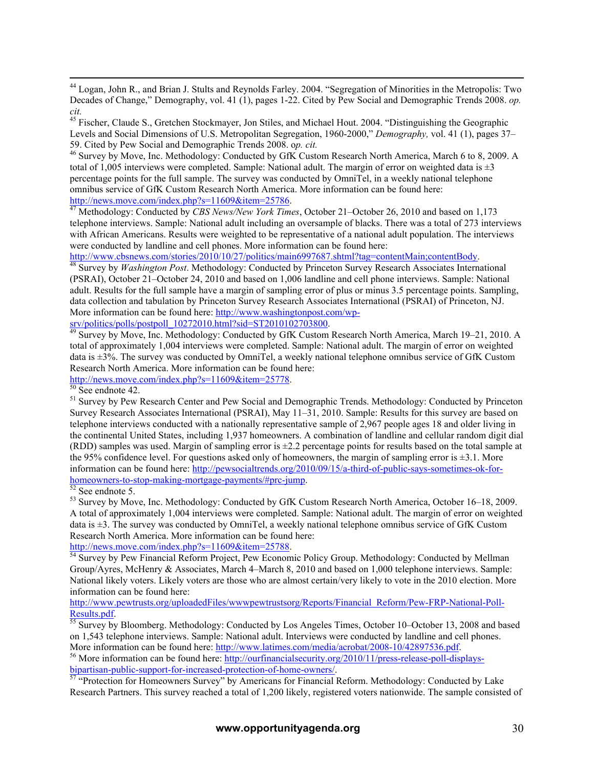[44] Logan, John R., and Brian J. Stults and Reynolds Farley. 2004. "Segregation of Minorities in the Metropolis: Two Decades of Change," Demography, vol. 41 (1), pages 1-22. Cited by Pew Social and Demographic Trends 2008. *op. cit.*

[45] Fischer, Claude S., Gretchen Stockmayer, Jon Stiles, and Michael Hout. 2004. "Distinguishing the Geographic Levels and Social Dimensions of U.S. Metropolitan Segregation, 1960-2000," *Demography,* vol. 41 (1), pages 37–59. Cited by Pew Social and Demographic Trends 2008. o*p. cit.*

[46] Survey by Move, Inc. Methodology: Conducted by GfK Custom Research North America, March 6 to 8, 2009. A total of 1,005 interviews were completed. Sample: National adult. The margin of error on weighted data is ±3 percentage points for the full sample. The survey was conducted by OmniTel, in a weekly national telephone omnibus service of GfK Custom Research North America. More information can be found here: http://news.move.com/index.php?s=11609&item=25786.

[47] Methodology: Conducted by *CBS News/New York Times*, October 21–October 26, 2010 and based on 1,173 telephone interviews. Sample: National adult including an oversample of blacks. There was a total of 273 interviews with African Americans. Results were weighted to be representative of a national adult population. The interviews were conducted by landline and cell phones. More information can be found here: http://www.cbsnews.com/stories/2010/10/27/politics/main6997687.shtml?tag=contentMain;contentBody.

[48] Survey by *Washington Post*. Methodology: Conducted by Princeton Survey Research Associates International (PSRAI), October 21–October 24, 2010 and based on 1,006 landline and cell phone interviews. Sample: National adult. Results for the full sample have a margin of sampling error of plus or minus 3.5 percentage points. Sampling, data collection and tabulation by Princeton Survey Research Associates International (PSRAI) of Princeton, NJ. More information can be found here: http://www.washingtonpost.com/wp-srv/politics/polls/postpoll_10272010.html?sid=ST2010102703800.

[49] Survey by Move, Inc. Methodology: Conducted by GfK Custom Research North America, March 19–21, 2010. A total of approximately 1,004 interviews were completed. Sample: National adult. The margin of error on weighted data is ±3%. The survey was conducted by OmniTel, a weekly national telephone omnibus service of GfK Custom Research North America. More information can be found here: http://news.move.com/index.php?s=11609&item=25778.

[50] See endnote 42.

[51] Survey by Pew Research Center and Pew Social and Demographic Trends. Methodology: Conducted by Princeton Survey Research Associates International (PSRAI), May 11–31, 2010. Sample: Results for this survey are based on telephone interviews conducted with a nationally representative sample of 2,967 people ages 18 and older living in the continental United States, including 1,937 homeowners. A combination of landline and cellular random digit dial (RDD) samples was used. Margin of sampling error is ±2.2 percentage points for results based on the total sample at the 95% confidence level. For questions asked only of homeowners, the margin of sampling error is ±3.1. More information can be found here: http://pewsocialtrends.org/2010/09/15/a-third-of-public-says-sometimes-ok-for-homeowners-to-stop-making-mortgage-payments/#prc-jump.

[52] See endnote 5.

[53] Survey by Move, Inc. Methodology: Conducted by GfK Custom Research North America, October 16–18, 2009. A total of approximately 1,004 interviews were completed. Sample: National adult. The margin of error on weighted data is ±3. The survey was conducted by OmniTel, a weekly national telephone omnibus service of GfK Custom Research North America. More information can be found here: http://news.move.com/index.php?s=11609&item=25788.

[54] Survey by Pew Financial Reform Project, Pew Economic Policy Group. Methodology: Conducted by Mellman Group/Ayres, McHenry & Associates, March 4–March 8, 2010 and based on 1,000 telephone interviews. Sample: National likely voters. Likely voters are those who are almost certain/very likely to vote in the 2010 election. More information can be found here: http://www.pewtrusts.org/uploadedFiles/wwwpewtrustsorg/Reports/Financial_Reform/Pew-FRP-National-Poll-Results.pdf.

[55] Survey by Bloomberg. Methodology: Conducted by Los Angeles Times, October 10–October 13, 2008 and based on 1,543 telephone interviews. Sample: National adult. Interviews were conducted by landline and cell phones. More information can be found here: http://www.latimes.com/media/acrobat/2008-10/42897536.pdf.

[56] More information can be found here: http://ourfinancialsecurity.org/2010/11/press-release-poll-displays-bipartisan-public-support-for-increased-protection-of-home-owners/.

[57] "Protection for Homeowners Survey" by Americans for Financial Reform. Methodology: Conducted by Lake Research Partners. This survey reached a total of 1,200 likely, registered voters nationwide. The sample consisted of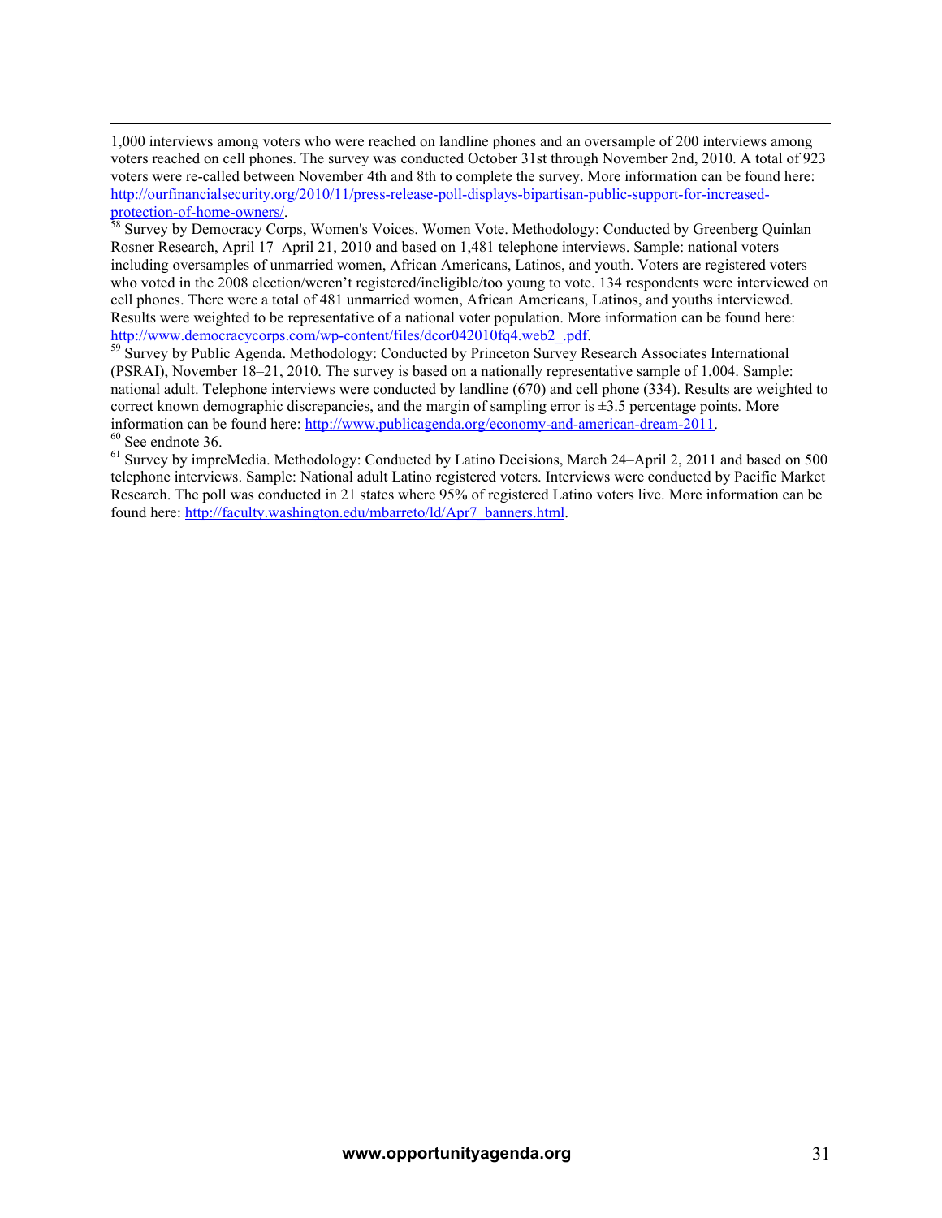1,000 interviews among voters who were reached on landline phones and an oversample of 200 interviews among voters reached on cell phones. The survey was conducted October 31st through November 2nd, 2010. A total of 923 voters were re-called between November 4th and 8th to complete the survey. More information can be found here: http://ourfinancialsecurity.org/2010/11/press-release-poll-displays-bipartisan-public-support-for-increased-protection-of-home-owners/.

[58] Survey by Democracy Corps, Women's Voices. Women Vote. Methodology: Conducted by Greenberg Quinlan Rosner Research, April 17–April 21, 2010 and based on 1,481 telephone interviews. Sample: national voters including oversamples of unmarried women, African Americans, Latinos, and youth. Voters are registered voters who voted in the 2008 election/weren't registered/ineligible/too young to vote. 134 respondents were interviewed on cell phones. There were a total of 481 unmarried women, African Americans, Latinos, and youths interviewed. Results were weighted to be representative of a national voter population. More information can be found here: http://www.democracycorps.com/wp-content/files/dcor042010fq4.web2_.pdf.

[59] Survey by Public Agenda. Methodology: Conducted by Princeton Survey Research Associates International (PSRAI), November 18–21, 2010. The survey is based on a nationally representative sample of 1,004. Sample: national adult. Telephone interviews were conducted by landline (670) and cell phone (334). Results are weighted to correct known demographic discrepancies, and the margin of sampling error is ±3.5 percentage points. More information can be found here: http://www.publicagenda.org/economy-and-american-dream-2011.

[60] See endnote 36.

[61] Survey by impreMedia. Methodology: Conducted by Latino Decisions, March 24–April 2, 2011 and based on 500 telephone interviews. Sample: National adult Latino registered voters. Interviews were conducted by Pacific Market Research. The poll was conducted in 21 states where 95% of registered Latino voters live. More information can be found here: http://faculty.washington.edu/mbarreto/ld/Apr7_banners.html.